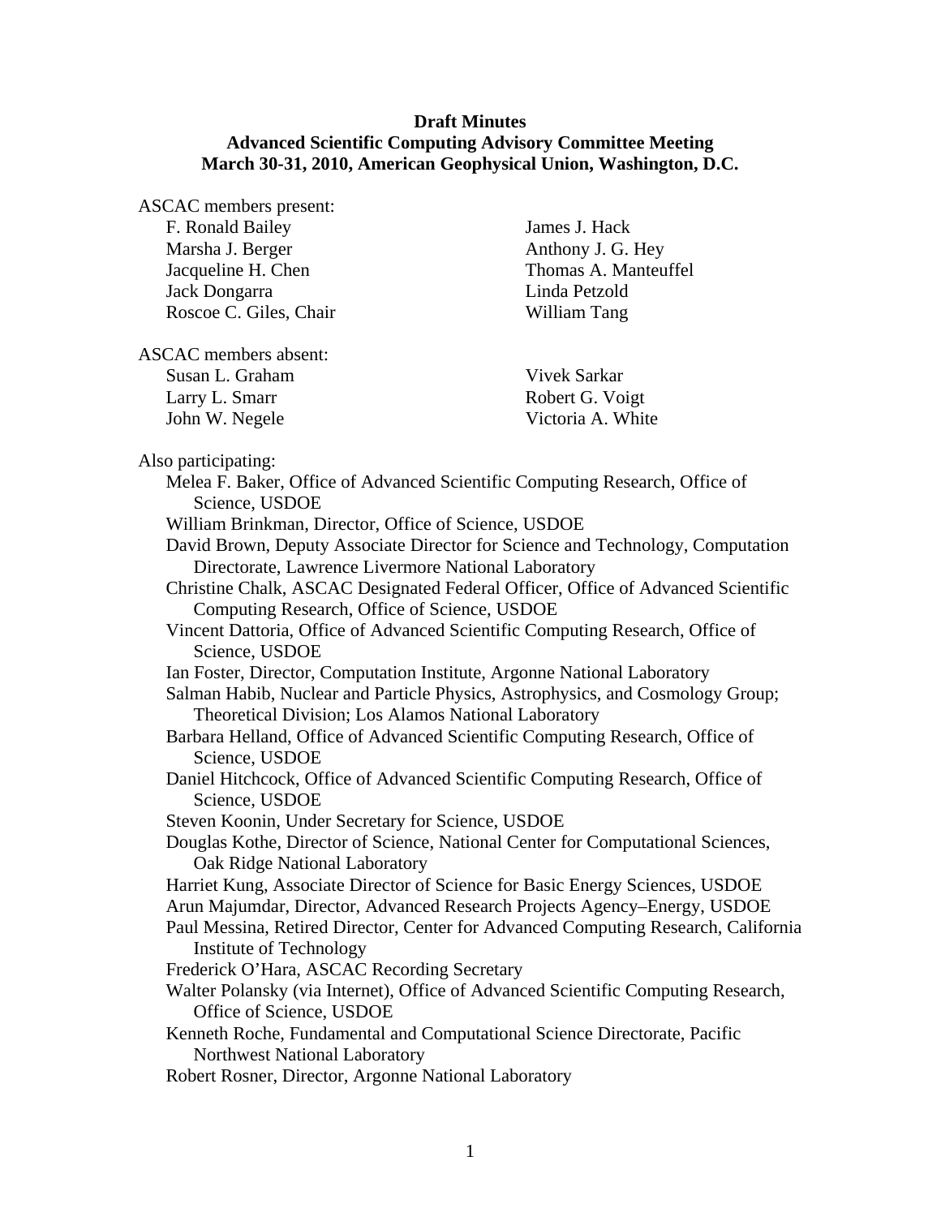**Draft Minutes**
**Advanced Scientific Computing Advisory Committee Meeting**
**March 30-31, 2010, American Geophysical Union, Washington, D.C.**

ASCAC members present:

- F. Ronald Bailey
- Marsha J. Berger
- Jacqueline H. Chen
- Jack Dongarra
- Roscoe C. Giles, Chair
- James J. Hack
- Anthony J. G. Hey
- Thomas A. Manteuffel
- Linda Petzold
- William Tang

ASCAC members absent:

- Susan L. Graham
- Larry L. Smarr
- John W. Negele
- Vivek Sarkar
- Robert G. Voigt
- Victoria A. White

Also participating:

- Melea F. Baker, Office of Advanced Scientific Computing Research, Office of Science, USDOE
- William Brinkman, Director, Office of Science, USDOE
- David Brown, Deputy Associate Director for Science and Technology, Computation Directorate, Lawrence Livermore National Laboratory
- Christine Chalk, ASCAC Designated Federal Officer, Office of Advanced Scientific Computing Research, Office of Science, USDOE
- Vincent Dattoria, Office of Advanced Scientific Computing Research, Office of Science, USDOE
- Ian Foster, Director, Computation Institute, Argonne National Laboratory
- Salman Habib, Nuclear and Particle Physics, Astrophysics, and Cosmology Group; Theoretical Division; Los Alamos National Laboratory
- Barbara Helland, Office of Advanced Scientific Computing Research, Office of Science, USDOE
- Daniel Hitchcock, Office of Advanced Scientific Computing Research, Office of Science, USDOE
- Steven Koonin, Under Secretary for Science, USDOE
- Douglas Kothe, Director of Science, National Center for Computational Sciences, Oak Ridge National Laboratory
- Harriet Kung, Associate Director of Science for Basic Energy Sciences, USDOE
- Arun Majumdar, Director, Advanced Research Projects Agency–Energy, USDOE
- Paul Messina, Retired Director, Center for Advanced Computing Research, California Institute of Technology
- Frederick O'Hara, ASCAC Recording Secretary
- Walter Polansky (via Internet), Office of Advanced Scientific Computing Research, Office of Science, USDOE
- Kenneth Roche, Fundamental and Computational Science Directorate, Pacific Northwest National Laboratory
- Robert Rosner, Director, Argonne National Laboratory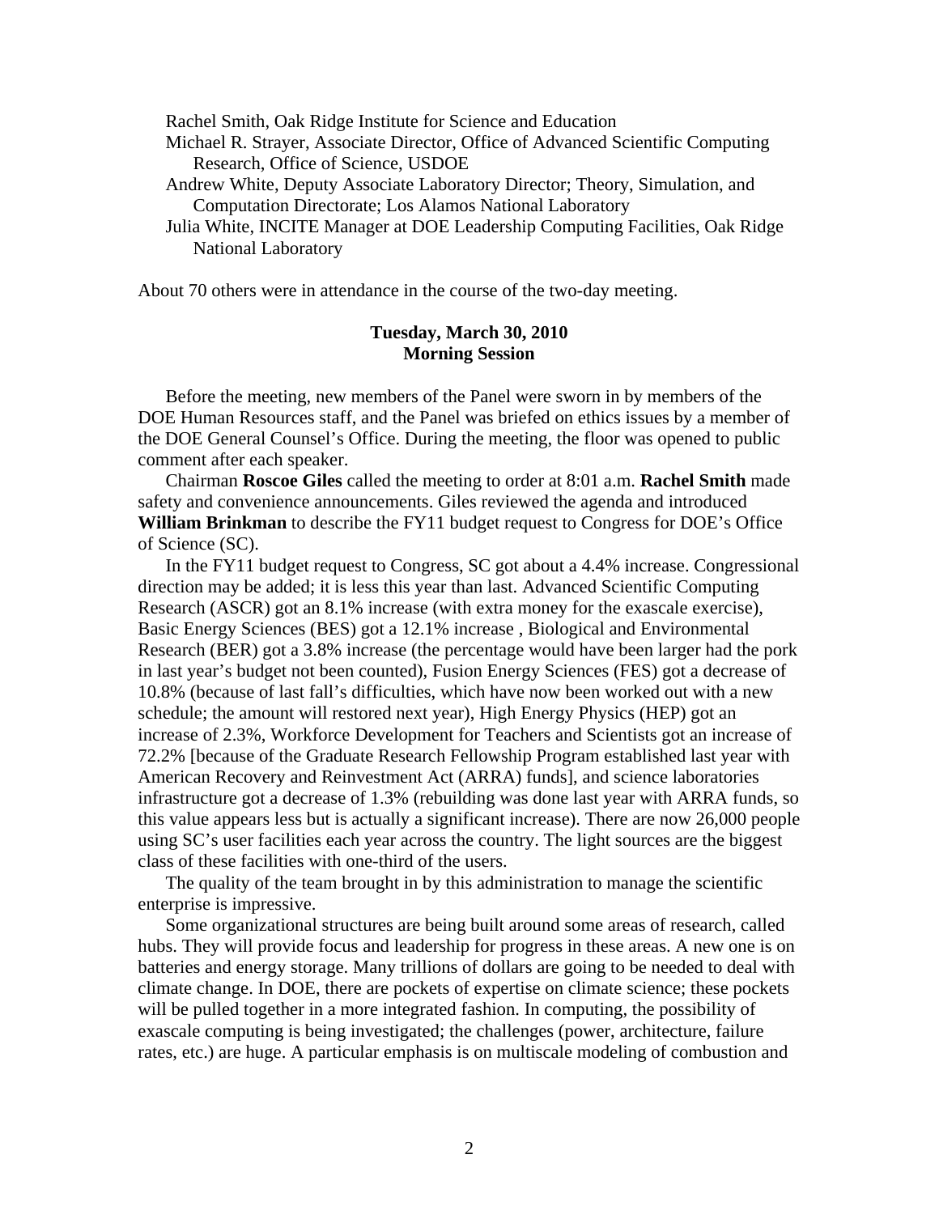Rachel Smith, Oak Ridge Institute for Science and Education

Michael R. Strayer, Associate Director, Office of Advanced Scientific Computing Research, Office of Science, USDOE

Andrew White, Deputy Associate Laboratory Director; Theory, Simulation, and Computation Directorate; Los Alamos National Laboratory

Julia White, INCITE Manager at DOE Leadership Computing Facilities, Oak Ridge National Laboratory

About 70 others were in attendance in the course of the two-day meeting.

**Tuesday, March 30, 2010**
**Morning Session**

Before the meeting, new members of the Panel were sworn in by members of the DOE Human Resources staff, and the Panel was briefed on ethics issues by a member of the DOE General Counsel's Office. During the meeting, the floor was opened to public comment after each speaker.

Chairman **Roscoe Giles** called the meeting to order at 8:01 a.m. **Rachel Smith** made safety and convenience announcements. Giles reviewed the agenda and introduced **William Brinkman** to describe the FY11 budget request to Congress for DOE's Office of Science (SC).

In the FY11 budget request to Congress, SC got about a 4.4% increase. Congressional direction may be added; it is less this year than last. Advanced Scientific Computing Research (ASCR) got an 8.1% increase (with extra money for the exascale exercise), Basic Energy Sciences (BES) got a 12.1% increase , Biological and Environmental Research (BER) got a 3.8% increase (the percentage would have been larger had the pork in last year's budget not been counted), Fusion Energy Sciences (FES) got a decrease of 10.8% (because of last fall's difficulties, which have now been worked out with a new schedule; the amount will restored next year), High Energy Physics (HEP) got an increase of 2.3%, Workforce Development for Teachers and Scientists got an increase of 72.2% [because of the Graduate Research Fellowship Program established last year with American Recovery and Reinvestment Act (ARRA) funds], and science laboratories infrastructure got a decrease of 1.3% (rebuilding was done last year with ARRA funds, so this value appears less but is actually a significant increase). There are now 26,000 people using SC's user facilities each year across the country. The light sources are the biggest class of these facilities with one-third of the users.

The quality of the team brought in by this administration to manage the scientific enterprise is impressive.

Some organizational structures are being built around some areas of research, called hubs. They will provide focus and leadership for progress in these areas. A new one is on batteries and energy storage. Many trillions of dollars are going to be needed to deal with climate change. In DOE, there are pockets of expertise on climate science; these pockets will be pulled together in a more integrated fashion. In computing, the possibility of exascale computing is being investigated; the challenges (power, architecture, failure rates, etc.) are huge. A particular emphasis is on multiscale modeling of combustion and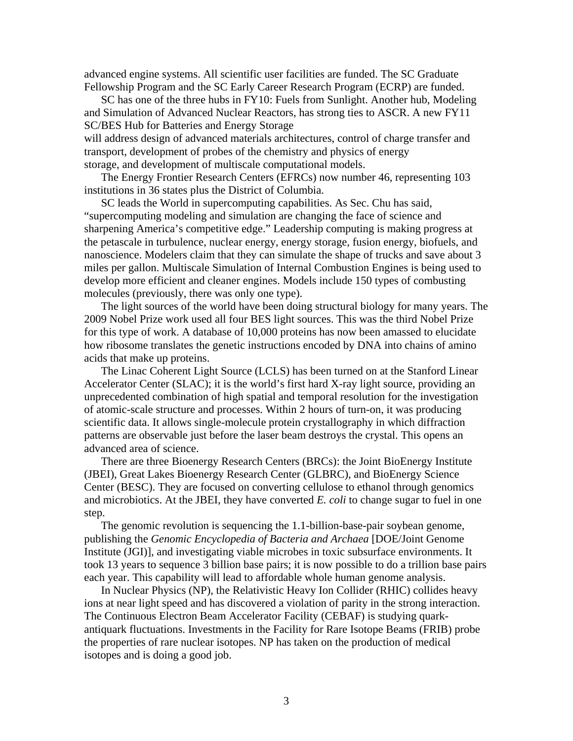advanced engine systems. All scientific user facilities are funded. The SC Graduate Fellowship Program and the SC Early Career Research Program (ECRP) are funded.

SC has one of the three hubs in FY10: Fuels from Sunlight. Another hub, Modeling and Simulation of Advanced Nuclear Reactors, has strong ties to ASCR. A new FY11 SC/BES Hub for Batteries and Energy Storage will address design of advanced materials architectures, control of charge transfer and transport, development of probes of the chemistry and physics of energy storage, and development of multiscale computational models.

The Energy Frontier Research Centers (EFRCs) now number 46, representing 103 institutions in 36 states plus the District of Columbia.

SC leads the World in supercomputing capabilities. As Sec. Chu has said, "supercomputing modeling and simulation are changing the face of science and sharpening America's competitive edge." Leadership computing is making progress at the petascale in turbulence, nuclear energy, energy storage, fusion energy, biofuels, and nanoscience. Modelers claim that they can simulate the shape of trucks and save about 3 miles per gallon. Multiscale Simulation of Internal Combustion Engines is being used to develop more efficient and cleaner engines. Models include 150 types of combusting molecules (previously, there was only one type).

The light sources of the world have been doing structural biology for many years. The 2009 Nobel Prize work used all four BES light sources. This was the third Nobel Prize for this type of work. A database of 10,000 proteins has now been amassed to elucidate how ribosome translates the genetic instructions encoded by DNA into chains of amino acids that make up proteins.

The Linac Coherent Light Source (LCLS) has been turned on at the Stanford Linear Accelerator Center (SLAC); it is the world's first hard X-ray light source, providing an unprecedented combination of high spatial and temporal resolution for the investigation of atomic-scale structure and processes. Within 2 hours of turn-on, it was producing scientific data. It allows single-molecule protein crystallography in which diffraction patterns are observable just before the laser beam destroys the crystal. This opens an advanced area of science.

There are three Bioenergy Research Centers (BRCs): the Joint BioEnergy Institute (JBEI), Great Lakes Bioenergy Research Center (GLBRC), and BioEnergy Science Center (BESC). They are focused on converting cellulose to ethanol through genomics and microbiotics. At the JBEI, they have converted *E. coli* to change sugar to fuel in one step.

The genomic revolution is sequencing the 1.1-billion-base-pair soybean genome, publishing the *Genomic Encyclopedia of Bacteria and Archaea* [DOE/Joint Genome Institute (JGI)], and investigating viable microbes in toxic subsurface environments. It took 13 years to sequence 3 billion base pairs; it is now possible to do a trillion base pairs each year. This capability will lead to affordable whole human genome analysis.

In Nuclear Physics (NP), the Relativistic Heavy Ion Collider (RHIC) collides heavy ions at near light speed and has discovered a violation of parity in the strong interaction. The Continuous Electron Beam Accelerator Facility (CEBAF) is studying quark-antiquark fluctuations. Investments in the Facility for Rare Isotope Beams (FRIB) probe the properties of rare nuclear isotopes. NP has taken on the production of medical isotopes and is doing a good job.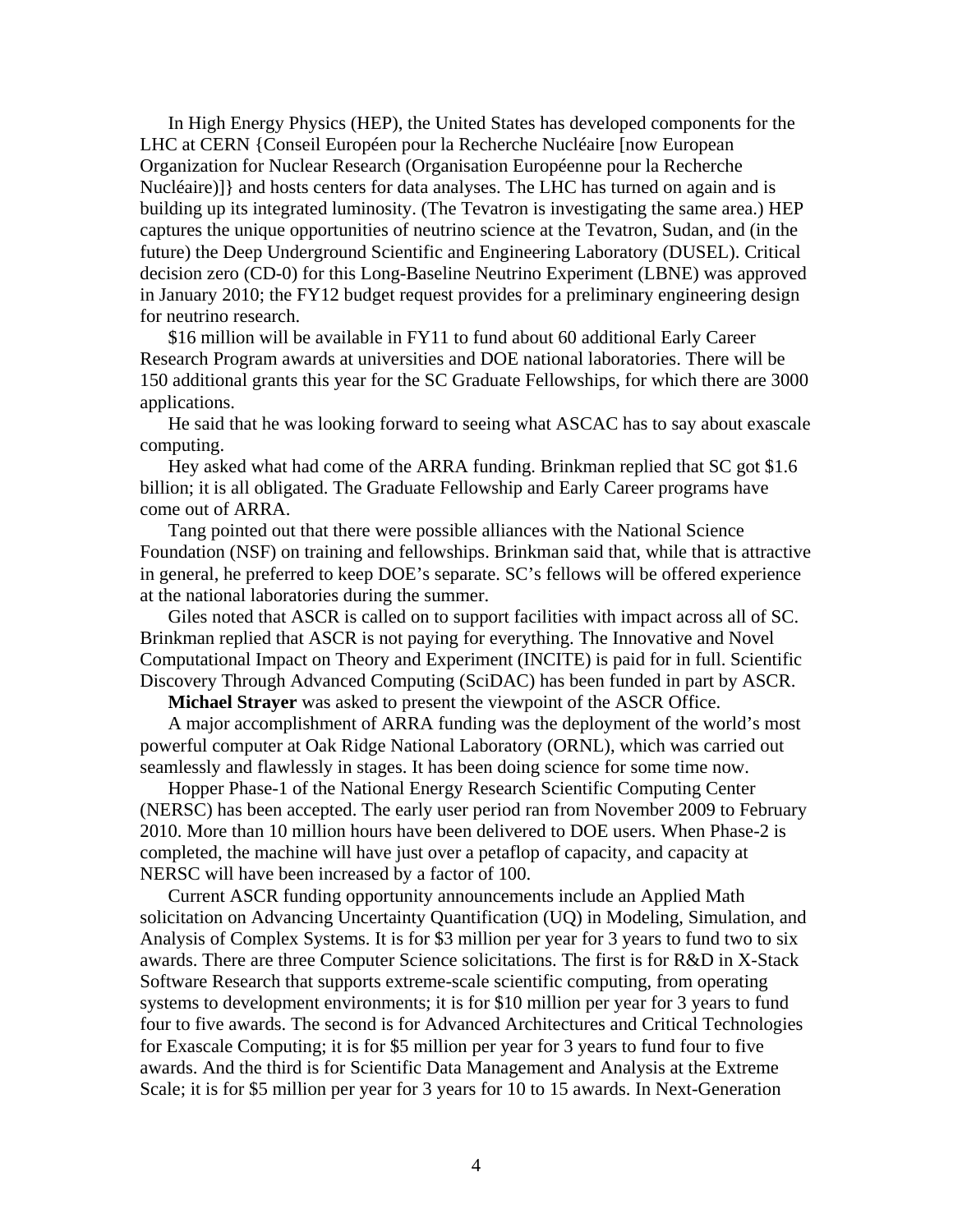In High Energy Physics (HEP), the United States has developed components for the LHC at CERN {Conseil Européen pour la Recherche Nucléaire [now European Organization for Nuclear Research (Organisation Européenne pour la Recherche Nucléaire)]} and hosts centers for data analyses. The LHC has turned on again and is building up its integrated luminosity. (The Tevatron is investigating the same area.) HEP captures the unique opportunities of neutrino science at the Tevatron, Sudan, and (in the future) the Deep Underground Scientific and Engineering Laboratory (DUSEL). Critical decision zero (CD-0) for this Long-Baseline Neutrino Experiment (LBNE) was approved in January 2010; the FY12 budget request provides for a preliminary engineering design for neutrino research.

$16 million will be available in FY11 to fund about 60 additional Early Career Research Program awards at universities and DOE national laboratories. There will be 150 additional grants this year for the SC Graduate Fellowships, for which there are 3000 applications.

He said that he was looking forward to seeing what ASCAC has to say about exascale computing.

Hey asked what had come of the ARRA funding. Brinkman replied that SC got $1.6 billion; it is all obligated. The Graduate Fellowship and Early Career programs have come out of ARRA.

Tang pointed out that there were possible alliances with the National Science Foundation (NSF) on training and fellowships. Brinkman said that, while that is attractive in general, he preferred to keep DOE's separate. SC's fellows will be offered experience at the national laboratories during the summer.

Giles noted that ASCR is called on to support facilities with impact across all of SC. Brinkman replied that ASCR is not paying for everything. The Innovative and Novel Computational Impact on Theory and Experiment (INCITE) is paid for in full. Scientific Discovery Through Advanced Computing (SciDAC) has been funded in part by ASCR.

**Michael Strayer** was asked to present the viewpoint of the ASCR Office.

A major accomplishment of ARRA funding was the deployment of the world's most powerful computer at Oak Ridge National Laboratory (ORNL), which was carried out seamlessly and flawlessly in stages. It has been doing science for some time now.

Hopper Phase-1 of the National Energy Research Scientific Computing Center (NERSC) has been accepted. The early user period ran from November 2009 to February 2010. More than 10 million hours have been delivered to DOE users. When Phase-2 is completed, the machine will have just over a petaflop of capacity, and capacity at NERSC will have been increased by a factor of 100.

Current ASCR funding opportunity announcements include an Applied Math solicitation on Advancing Uncertainty Quantification (UQ) in Modeling, Simulation, and Analysis of Complex Systems. It is for $3 million per year for 3 years to fund two to six awards. There are three Computer Science solicitations. The first is for R&D in X-Stack Software Research that supports extreme-scale scientific computing, from operating systems to development environments; it is for $10 million per year for 3 years to fund four to five awards. The second is for Advanced Architectures and Critical Technologies for Exascale Computing; it is for $5 million per year for 3 years to fund four to five awards. And the third is for Scientific Data Management and Analysis at the Extreme Scale; it is for $5 million per year for 3 years for 10 to 15 awards. In Next-Generation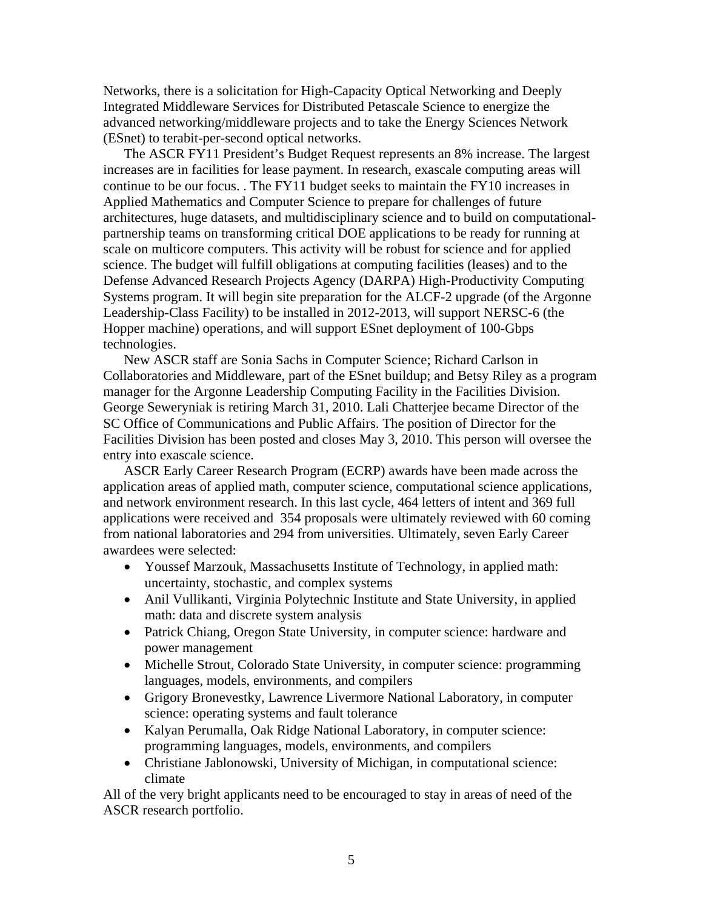Networks, there is a solicitation for High-Capacity Optical Networking and Deeply Integrated Middleware Services for Distributed Petascale Science to energize the advanced networking/middleware projects and to take the Energy Sciences Network (ESnet) to terabit-per-second optical networks.

The ASCR FY11 President's Budget Request represents an 8% increase. The largest increases are in facilities for lease payment. In research, exascale computing areas will continue to be our focus. . The FY11 budget seeks to maintain the FY10 increases in Applied Mathematics and Computer Science to prepare for challenges of future architectures, huge datasets, and multidisciplinary science and to build on computational-partnership teams on transforming critical DOE applications to be ready for running at scale on multicore computers. This activity will be robust for science and for applied science. The budget will fulfill obligations at computing facilities (leases) and to the Defense Advanced Research Projects Agency (DARPA) High-Productivity Computing Systems program. It will begin site preparation for the ALCF-2 upgrade (of the Argonne Leadership-Class Facility) to be installed in 2012-2013, will support NERSC-6 (the Hopper machine) operations, and will support ESnet deployment of 100-Gbps technologies.

New ASCR staff are Sonia Sachs in Computer Science; Richard Carlson in Collaboratories and Middleware, part of the ESnet buildup; and Betsy Riley as a program manager for the Argonne Leadership Computing Facility in the Facilities Division. George Seweryniak is retiring March 31, 2010. Lali Chatterjee became Director of the SC Office of Communications and Public Affairs. The position of Director for the Facilities Division has been posted and closes May 3, 2010. This person will oversee the entry into exascale science.

ASCR Early Career Research Program (ECRP) awards have been made across the application areas of applied math, computer science, computational science applications, and network environment research. In this last cycle, 464 letters of intent and 369 full applications were received and 354 proposals were ultimately reviewed with 60 coming from national laboratories and 294 from universities. Ultimately, seven Early Career awardees were selected:

- Youssef Marzouk, Massachusetts Institute of Technology, in applied math: uncertainty, stochastic, and complex systems
- Anil Vullikanti, Virginia Polytechnic Institute and State University, in applied math: data and discrete system analysis
- Patrick Chiang, Oregon State University, in computer science: hardware and power management
- Michelle Strout, Colorado State University, in computer science: programming languages, models, environments, and compilers
- Grigory Bronevestky, Lawrence Livermore National Laboratory, in computer science: operating systems and fault tolerance
- Kalyan Perumalla, Oak Ridge National Laboratory, in computer science: programming languages, models, environments, and compilers
- Christiane Jablonowski, University of Michigan, in computational science: climate

All of the very bright applicants need to be encouraged to stay in areas of need of the ASCR research portfolio.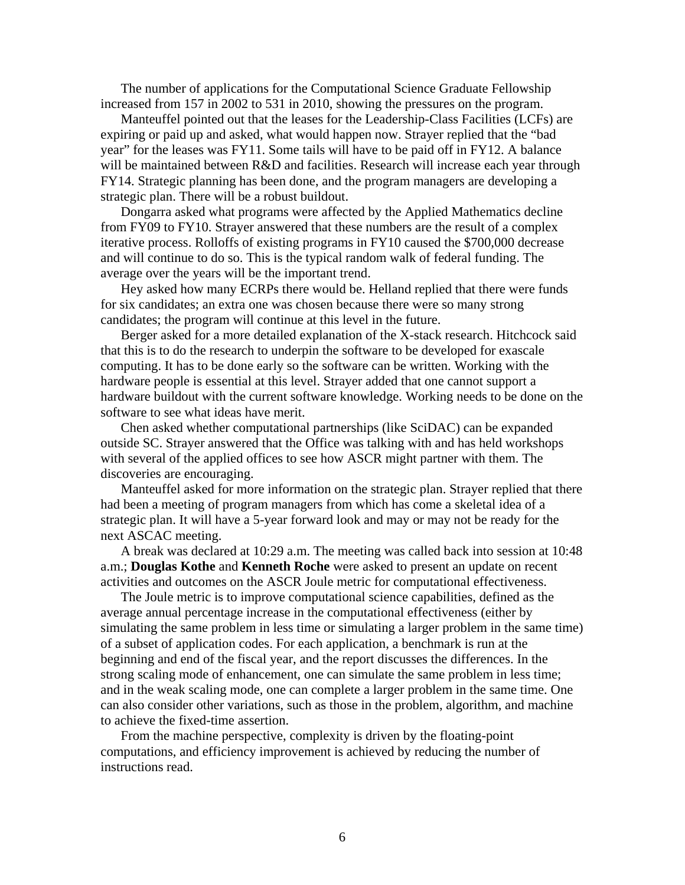The number of applications for the Computational Science Graduate Fellowship increased from 157 in 2002 to 531 in 2010, showing the pressures on the program.

Manteuffel pointed out that the leases for the Leadership-Class Facilities (LCFs) are expiring or paid up and asked, what would happen now. Strayer replied that the "bad year" for the leases was FY11. Some tails will have to be paid off in FY12. A balance will be maintained between R&D and facilities. Research will increase each year through FY14. Strategic planning has been done, and the program managers are developing a strategic plan. There will be a robust buildout.

Dongarra asked what programs were affected by the Applied Mathematics decline from FY09 to FY10. Strayer answered that these numbers are the result of a complex iterative process. Rolloffs of existing programs in FY10 caused the $700,000 decrease and will continue to do so. This is the typical random walk of federal funding. The average over the years will be the important trend.

Hey asked how many ECRPs there would be. Helland replied that there were funds for six candidates; an extra one was chosen because there were so many strong candidates; the program will continue at this level in the future.

Berger asked for a more detailed explanation of the X-stack research. Hitchcock said that this is to do the research to underpin the software to be developed for exascale computing. It has to be done early so the software can be written. Working with the hardware people is essential at this level. Strayer added that one cannot support a hardware buildout with the current software knowledge. Working needs to be done on the software to see what ideas have merit.

Chen asked whether computational partnerships (like SciDAC) can be expanded outside SC. Strayer answered that the Office was talking with and has held workshops with several of the applied offices to see how ASCR might partner with them. The discoveries are encouraging.

Manteuffel asked for more information on the strategic plan. Strayer replied that there had been a meeting of program managers from which has come a skeletal idea of a strategic plan. It will have a 5-year forward look and may or may not be ready for the next ASCAC meeting.

A break was declared at 10:29 a.m. The meeting was called back into session at 10:48 a.m.; **Douglas Kothe** and **Kenneth Roche** were asked to present an update on recent activities and outcomes on the ASCR Joule metric for computational effectiveness.

The Joule metric is to improve computational science capabilities, defined as the average annual percentage increase in the computational effectiveness (either by simulating the same problem in less time or simulating a larger problem in the same time) of a subset of application codes. For each application, a benchmark is run at the beginning and end of the fiscal year, and the report discusses the differences. In the strong scaling mode of enhancement, one can simulate the same problem in less time; and in the weak scaling mode, one can complete a larger problem in the same time. One can also consider other variations, such as those in the problem, algorithm, and machine to achieve the fixed-time assertion.

From the machine perspective, complexity is driven by the floating-point computations, and efficiency improvement is achieved by reducing the number of instructions read.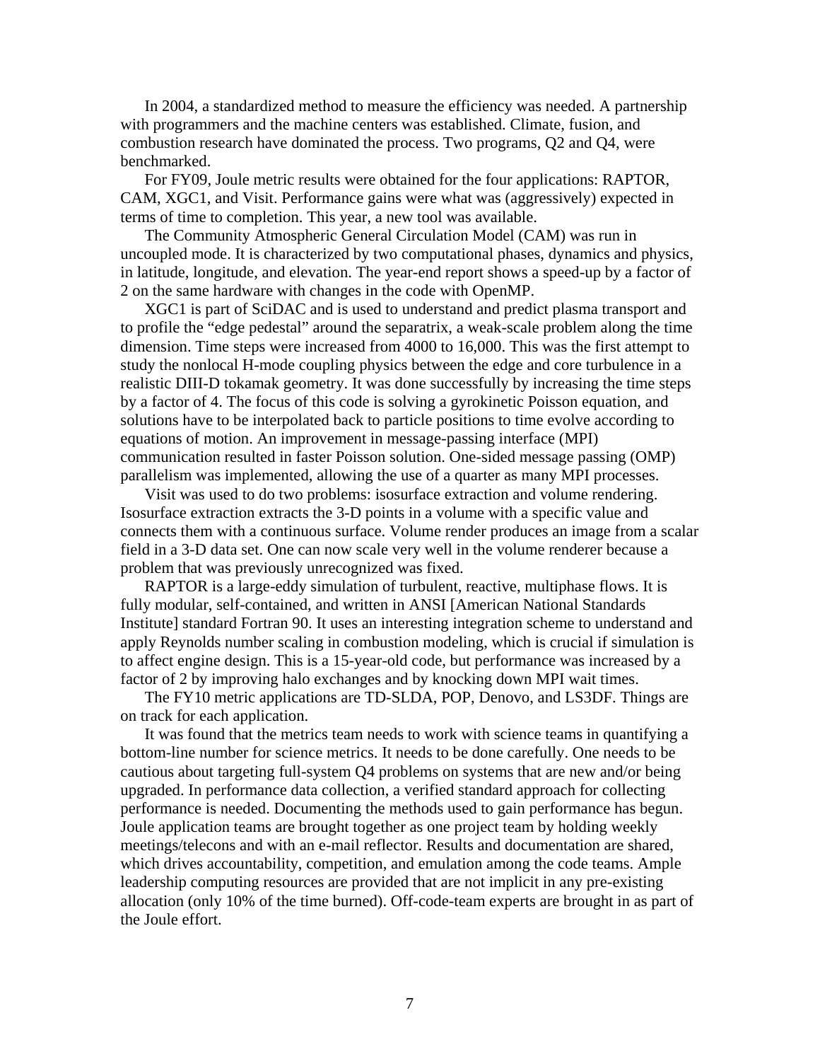In 2004, a standardized method to measure the efficiency was needed. A partnership with programmers and the machine centers was established. Climate, fusion, and combustion research have dominated the process. Two programs, Q2 and Q4, were benchmarked.

For FY09, Joule metric results were obtained for the four applications: RAPTOR, CAM, XGC1, and Visit. Performance gains were what was (aggressively) expected in terms of time to completion. This year, a new tool was available.

The Community Atmospheric General Circulation Model (CAM) was run in uncoupled mode. It is characterized by two computational phases, dynamics and physics, in latitude, longitude, and elevation. The year-end report shows a speed-up by a factor of 2 on the same hardware with changes in the code with OpenMP.

XGC1 is part of SciDAC and is used to understand and predict plasma transport and to profile the "edge pedestal" around the separatrix, a weak-scale problem along the time dimension. Time steps were increased from 4000 to 16,000. This was the first attempt to study the nonlocal H-mode coupling physics between the edge and core turbulence in a realistic DIII-D tokamak geometry. It was done successfully by increasing the time steps by a factor of 4. The focus of this code is solving a gyrokinetic Poisson equation, and solutions have to be interpolated back to particle positions to time evolve according to equations of motion. An improvement in message-passing interface (MPI) communication resulted in faster Poisson solution. One-sided message passing (OMP) parallelism was implemented, allowing the use of a quarter as many MPI processes.

Visit was used to do two problems: isosurface extraction and volume rendering. Isosurface extraction extracts the 3-D points in a volume with a specific value and connects them with a continuous surface. Volume render produces an image from a scalar field in a 3-D data set. One can now scale very well in the volume renderer because a problem that was previously unrecognized was fixed.

RAPTOR is a large-eddy simulation of turbulent, reactive, multiphase flows. It is fully modular, self-contained, and written in ANSI [American National Standards Institute] standard Fortran 90. It uses an interesting integration scheme to understand and apply Reynolds number scaling in combustion modeling, which is crucial if simulation is to affect engine design. This is a 15-year-old code, but performance was increased by a factor of 2 by improving halo exchanges and by knocking down MPI wait times.

The FY10 metric applications are TD-SLDA, POP, Denovo, and LS3DF. Things are on track for each application.

It was found that the metrics team needs to work with science teams in quantifying a bottom-line number for science metrics. It needs to be done carefully. One needs to be cautious about targeting full-system Q4 problems on systems that are new and/or being upgraded. In performance data collection, a verified standard approach for collecting performance is needed. Documenting the methods used to gain performance has begun. Joule application teams are brought together as one project team by holding weekly meetings/telecons and with an e-mail reflector. Results and documentation are shared, which drives accountability, competition, and emulation among the code teams. Ample leadership computing resources are provided that are not implicit in any pre-existing allocation (only 10% of the time burned). Off-code-team experts are brought in as part of the Joule effort.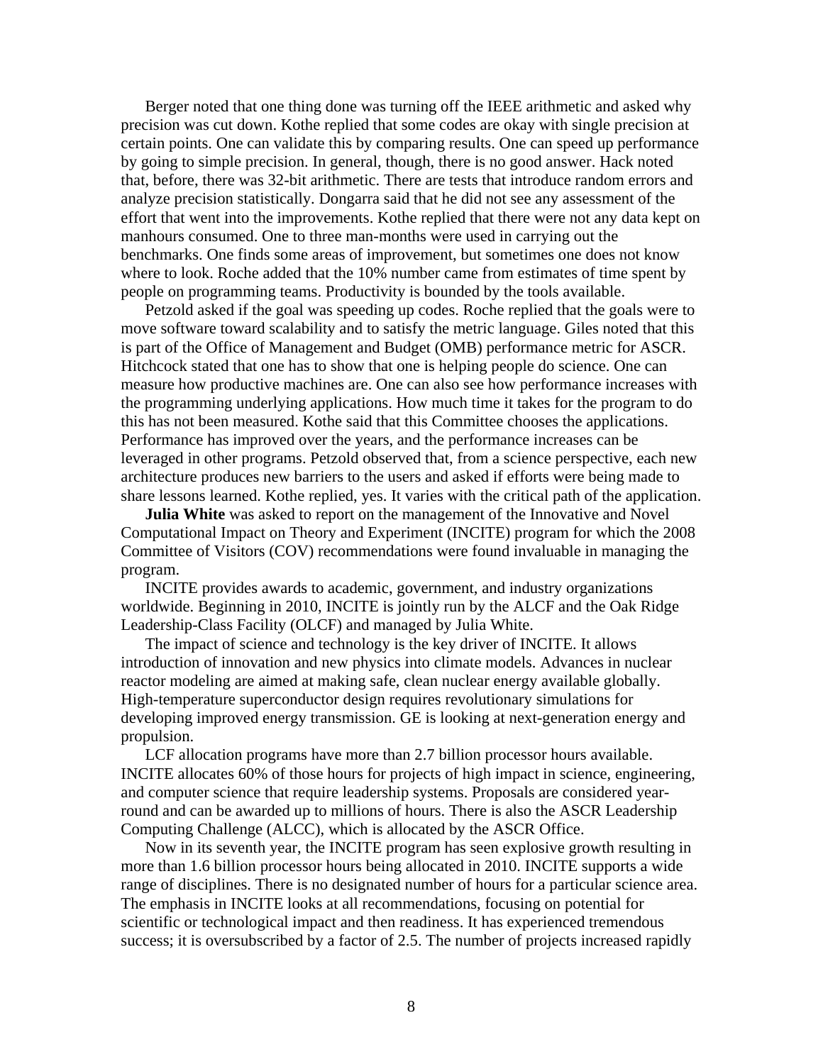Berger noted that one thing done was turning off the IEEE arithmetic and asked why precision was cut down. Kothe replied that some codes are okay with single precision at certain points. One can validate this by comparing results. One can speed up performance by going to simple precision. In general, though, there is no good answer. Hack noted that, before, there was 32-bit arithmetic. There are tests that introduce random errors and analyze precision statistically. Dongarra said that he did not see any assessment of the effort that went into the improvements. Kothe replied that there were not any data kept on manhours consumed. One to three man-months were used in carrying out the benchmarks. One finds some areas of improvement, but sometimes one does not know where to look. Roche added that the 10% number came from estimates of time spent by people on programming teams. Productivity is bounded by the tools available.

Petzold asked if the goal was speeding up codes. Roche replied that the goals were to move software toward scalability and to satisfy the metric language. Giles noted that this is part of the Office of Management and Budget (OMB) performance metric for ASCR. Hitchcock stated that one has to show that one is helping people do science. One can measure how productive machines are. One can also see how performance increases with the programming underlying applications. How much time it takes for the program to do this has not been measured. Kothe said that this Committee chooses the applications. Performance has improved over the years, and the performance increases can be leveraged in other programs. Petzold observed that, from a science perspective, each new architecture produces new barriers to the users and asked if efforts were being made to share lessons learned. Kothe replied, yes. It varies with the critical path of the application.

**Julia White** was asked to report on the management of the Innovative and Novel Computational Impact on Theory and Experiment (INCITE) program for which the 2008 Committee of Visitors (COV) recommendations were found invaluable in managing the program.

INCITE provides awards to academic, government, and industry organizations worldwide. Beginning in 2010, INCITE is jointly run by the ALCF and the Oak Ridge Leadership-Class Facility (OLCF) and managed by Julia White.

The impact of science and technology is the key driver of INCITE. It allows introduction of innovation and new physics into climate models. Advances in nuclear reactor modeling are aimed at making safe, clean nuclear energy available globally. High-temperature superconductor design requires revolutionary simulations for developing improved energy transmission. GE is looking at next-generation energy and propulsion.

LCF allocation programs have more than 2.7 billion processor hours available. INCITE allocates 60% of those hours for projects of high impact in science, engineering, and computer science that require leadership systems. Proposals are considered year-round and can be awarded up to millions of hours. There is also the ASCR Leadership Computing Challenge (ALCC), which is allocated by the ASCR Office.

Now in its seventh year, the INCITE program has seen explosive growth resulting in more than 1.6 billion processor hours being allocated in 2010. INCITE supports a wide range of disciplines. There is no designated number of hours for a particular science area. The emphasis in INCITE looks at all recommendations, focusing on potential for scientific or technological impact and then readiness. It has experienced tremendous success; it is oversubscribed by a factor of 2.5. The number of projects increased rapidly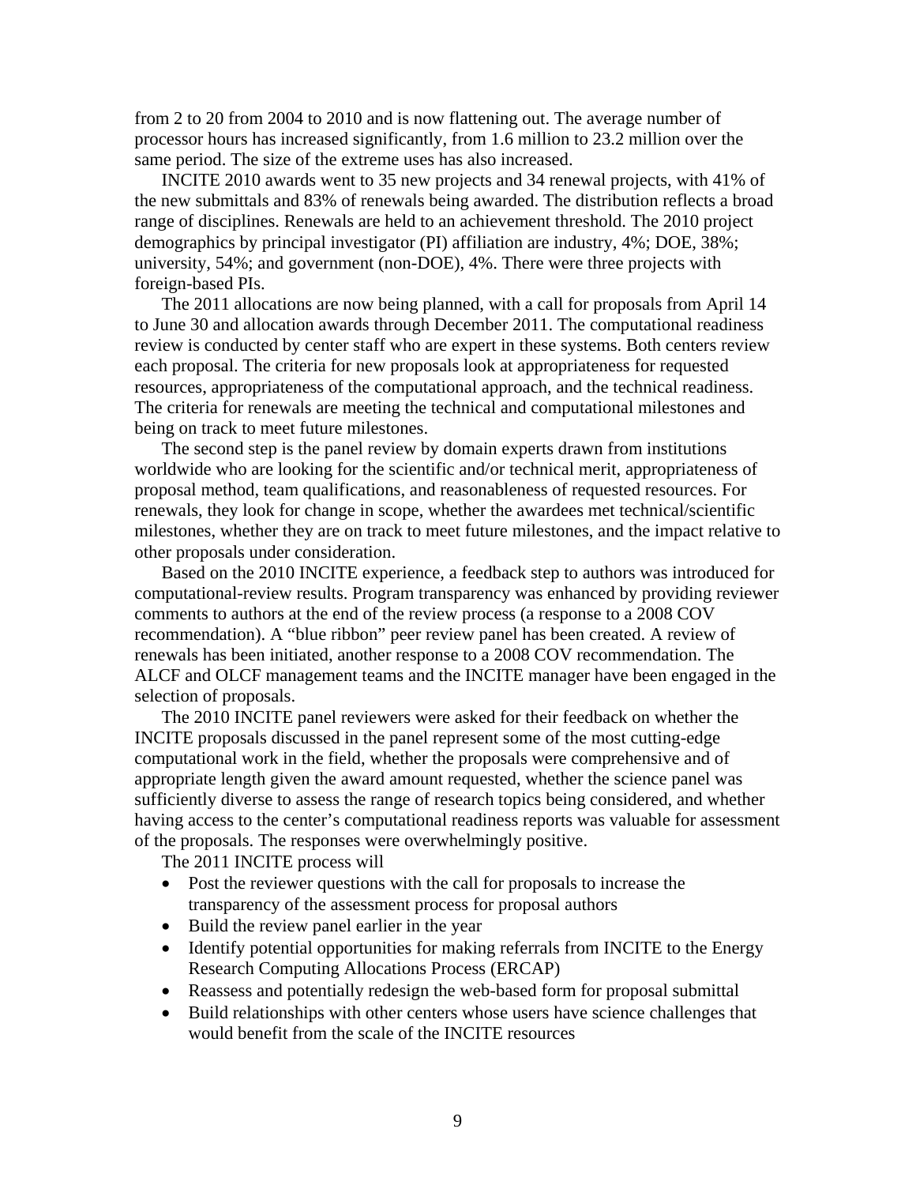from 2 to 20 from 2004 to 2010 and is now flattening out. The average number of processor hours has increased significantly, from 1.6 million to 23.2 million over the same period. The size of the extreme uses has also increased.

INCITE 2010 awards went to 35 new projects and 34 renewal projects, with 41% of the new submittals and 83% of renewals being awarded. The distribution reflects a broad range of disciplines. Renewals are held to an achievement threshold. The 2010 project demographics by principal investigator (PI) affiliation are industry, 4%; DOE, 38%; university, 54%; and government (non-DOE), 4%. There were three projects with foreign-based PIs.

The 2011 allocations are now being planned, with a call for proposals from April 14 to June 30 and allocation awards through December 2011. The computational readiness review is conducted by center staff who are expert in these systems. Both centers review each proposal. The criteria for new proposals look at appropriateness for requested resources, appropriateness of the computational approach, and the technical readiness. The criteria for renewals are meeting the technical and computational milestones and being on track to meet future milestones.

The second step is the panel review by domain experts drawn from institutions worldwide who are looking for the scientific and/or technical merit, appropriateness of proposal method, team qualifications, and reasonableness of requested resources. For renewals, they look for change in scope, whether the awardees met technical/scientific milestones, whether they are on track to meet future milestones, and the impact relative to other proposals under consideration.

Based on the 2010 INCITE experience, a feedback step to authors was introduced for computational-review results. Program transparency was enhanced by providing reviewer comments to authors at the end of the review process (a response to a 2008 COV recommendation). A "blue ribbon" peer review panel has been created. A review of renewals has been initiated, another response to a 2008 COV recommendation. The ALCF and OLCF management teams and the INCITE manager have been engaged in the selection of proposals.

The 2010 INCITE panel reviewers were asked for their feedback on whether the INCITE proposals discussed in the panel represent some of the most cutting-edge computational work in the field, whether the proposals were comprehensive and of appropriate length given the award amount requested, whether the science panel was sufficiently diverse to assess the range of research topics being considered, and whether having access to the center's computational readiness reports was valuable for assessment of the proposals. The responses were overwhelmingly positive.

The 2011 INCITE process will

- Post the reviewer questions with the call for proposals to increase the transparency of the assessment process for proposal authors
- Build the review panel earlier in the year
- Identify potential opportunities for making referrals from INCITE to the Energy Research Computing Allocations Process (ERCAP)
- Reassess and potentially redesign the web-based form for proposal submittal
- Build relationships with other centers whose users have science challenges that would benefit from the scale of the INCITE resources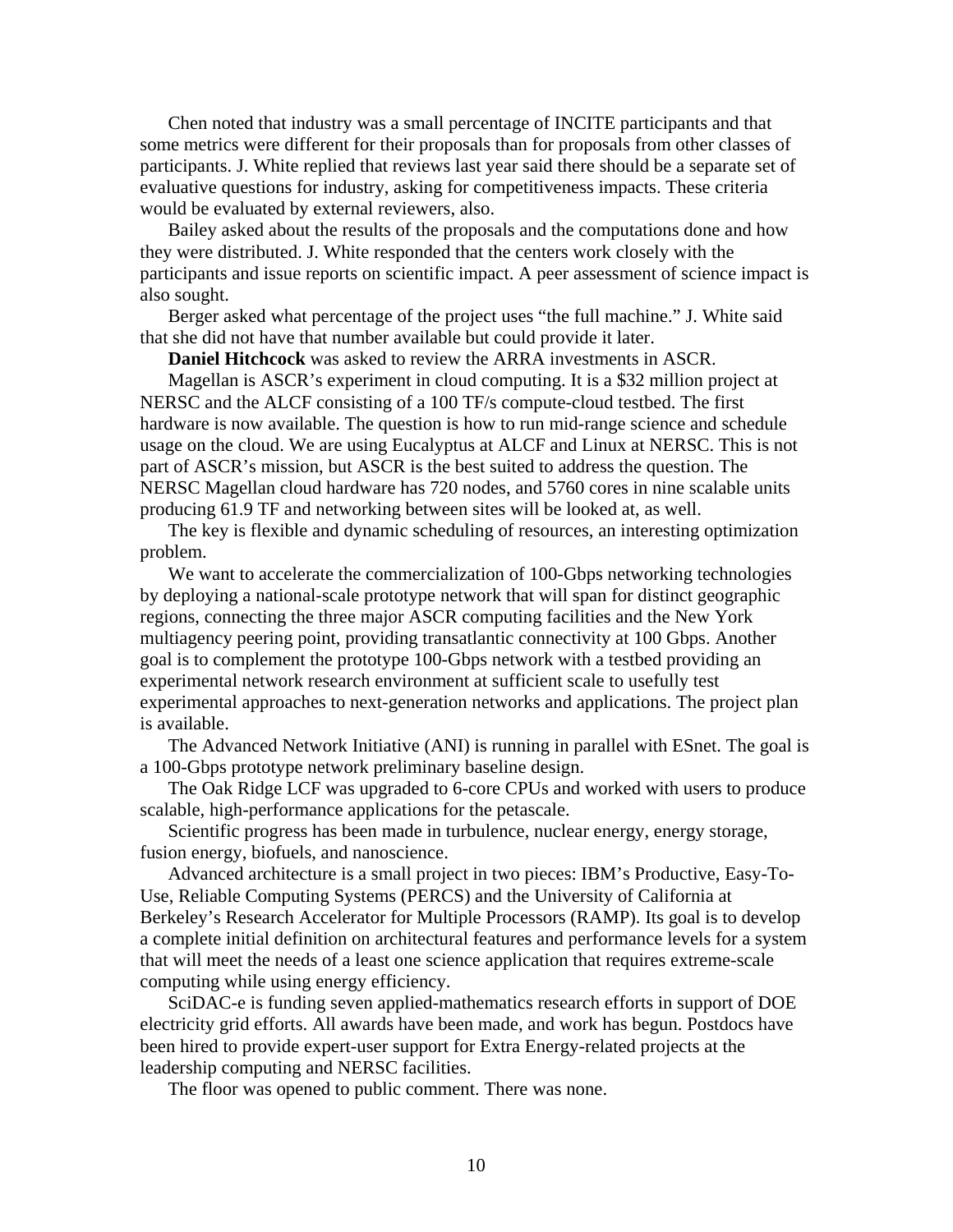Chen noted that industry was a small percentage of INCITE participants and that some metrics were different for their proposals than for proposals from other classes of participants. J. White replied that reviews last year said there should be a separate set of evaluative questions for industry, asking for competitiveness impacts. These criteria would be evaluated by external reviewers, also.

Bailey asked about the results of the proposals and the computations done and how they were distributed. J. White responded that the centers work closely with the participants and issue reports on scientific impact. A peer assessment of science impact is also sought.

Berger asked what percentage of the project uses “the full machine.” J. White said that she did not have that number available but could provide it later.

**Daniel Hitchcock** was asked to review the ARRA investments in ASCR.

Magellan is ASCR’s experiment in cloud computing. It is a $32 million project at NERSC and the ALCF consisting of a 100 TF/s compute-cloud testbed. The first hardware is now available. The question is how to run mid-range science and schedule usage on the cloud. We are using Eucalyptus at ALCF and Linux at NERSC. This is not part of ASCR’s mission, but ASCR is the best suited to address the question. The NERSC Magellan cloud hardware has 720 nodes, and 5760 cores in nine scalable units producing 61.9 TF and networking between sites will be looked at, as well.

The key is flexible and dynamic scheduling of resources, an interesting optimization problem.

We want to accelerate the commercialization of 100-Gbps networking technologies by deploying a national-scale prototype network that will span for distinct geographic regions, connecting the three major ASCR computing facilities and the New York multiagency peering point, providing transatlantic connectivity at 100 Gbps. Another goal is to complement the prototype 100-Gbps network with a testbed providing an experimental network research environment at sufficient scale to usefully test experimental approaches to next-generation networks and applications. The project plan is available.

The Advanced Network Initiative (ANI) is running in parallel with ESnet. The goal is a 100-Gbps prototype network preliminary baseline design.

The Oak Ridge LCF was upgraded to 6-core CPUs and worked with users to produce scalable, high-performance applications for the petascale.

Scientific progress has been made in turbulence, nuclear energy, energy storage, fusion energy, biofuels, and nanoscience.

Advanced architecture is a small project in two pieces: IBM’s Productive, Easy-To-Use, Reliable Computing Systems (PERCS) and the University of California at Berkeley’s Research Accelerator for Multiple Processors (RAMP). Its goal is to develop a complete initial definition on architectural features and performance levels for a system that will meet the needs of a least one science application that requires extreme-scale computing while using energy efficiency.

SciDAC-e is funding seven applied-mathematics research efforts in support of DOE electricity grid efforts. All awards have been made, and work has begun. Postdocs have been hired to provide expert-user support for Extra Energy-related projects at the leadership computing and NERSC facilities.

The floor was opened to public comment. There was none.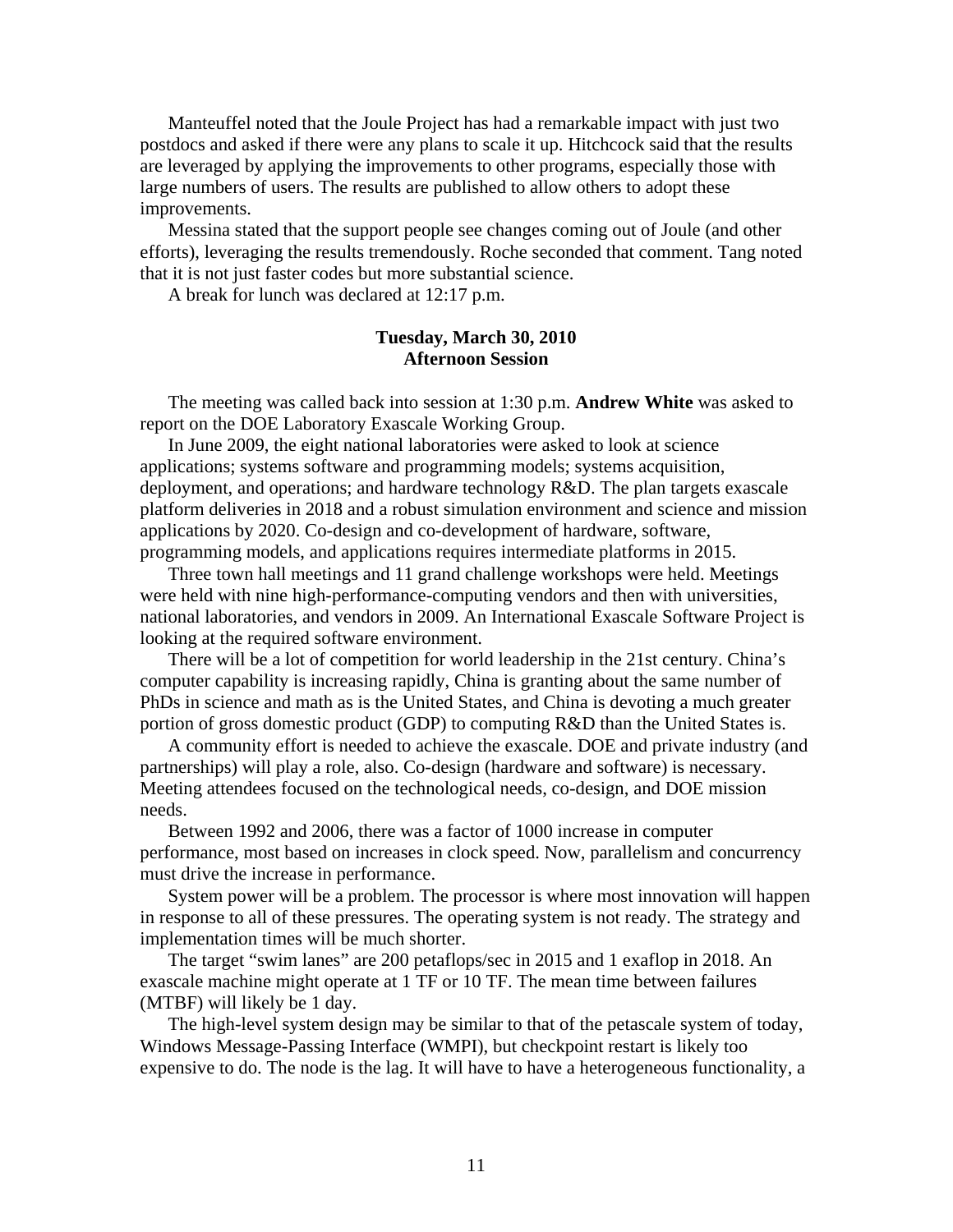Manteuffel noted that the Joule Project has had a remarkable impact with just two postdocs and asked if there were any plans to scale it up. Hitchcock said that the results are leveraged by applying the improvements to other programs, especially those with large numbers of users. The results are published to allow others to adopt these improvements.

Messina stated that the support people see changes coming out of Joule (and other efforts), leveraging the results tremendously. Roche seconded that comment. Tang noted that it is not just faster codes but more substantial science.

A break for lunch was declared at 12:17 p.m.

**Tuesday, March 30, 2010**
**Afternoon Session**

The meeting was called back into session at 1:30 p.m. **Andrew White** was asked to report on the DOE Laboratory Exascale Working Group.

In June 2009, the eight national laboratories were asked to look at science applications; systems software and programming models; systems acquisition, deployment, and operations; and hardware technology R&D. The plan targets exascale platform deliveries in 2018 and a robust simulation environment and science and mission applications by 2020. Co-design and co-development of hardware, software, programming models, and applications requires intermediate platforms in 2015.

Three town hall meetings and 11 grand challenge workshops were held. Meetings were held with nine high-performance-computing vendors and then with universities, national laboratories, and vendors in 2009. An International Exascale Software Project is looking at the required software environment.

There will be a lot of competition for world leadership in the 21st century. China's computer capability is increasing rapidly, China is granting about the same number of PhDs in science and math as is the United States, and China is devoting a much greater portion of gross domestic product (GDP) to computing R&D than the United States is.

A community effort is needed to achieve the exascale. DOE and private industry (and partnerships) will play a role, also. Co-design (hardware and software) is necessary. Meeting attendees focused on the technological needs, co-design, and DOE mission needs.

Between 1992 and 2006, there was a factor of 1000 increase in computer performance, most based on increases in clock speed. Now, parallelism and concurrency must drive the increase in performance.

System power will be a problem. The processor is where most innovation will happen in response to all of these pressures. The operating system is not ready. The strategy and implementation times will be much shorter.

The target "swim lanes" are 200 petaflops/sec in 2015 and 1 exaflop in 2018. An exascale machine might operate at 1 TF or 10 TF. The mean time between failures (MTBF) will likely be 1 day.

The high-level system design may be similar to that of the petascale system of today, Windows Message-Passing Interface (WMPI), but checkpoint restart is likely too expensive to do. The node is the lag. It will have to have a heterogeneous functionality, a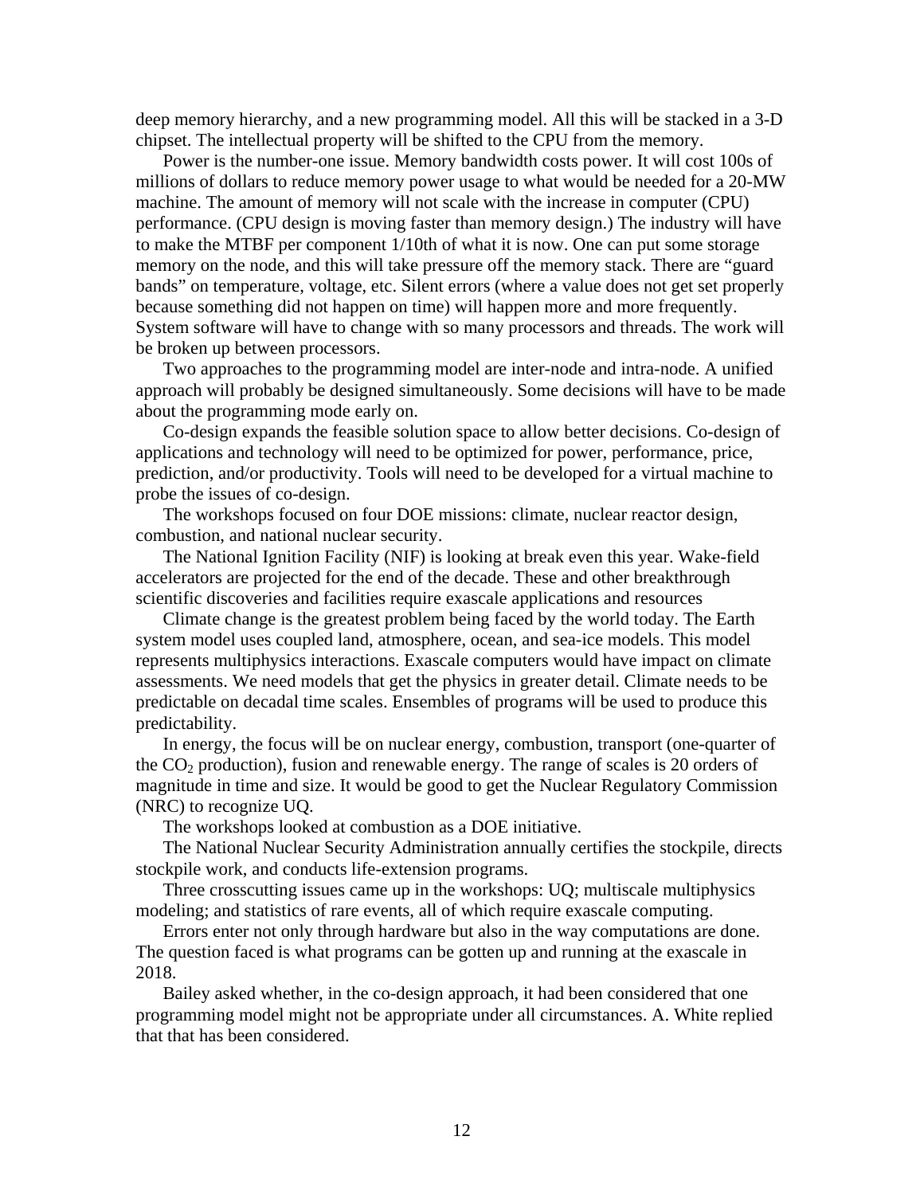deep memory hierarchy, and a new programming model. All this will be stacked in a 3-D chipset. The intellectual property will be shifted to the CPU from the memory.

Power is the number-one issue. Memory bandwidth costs power. It will cost 100s of millions of dollars to reduce memory power usage to what would be needed for a 20-MW machine. The amount of memory will not scale with the increase in computer (CPU) performance. (CPU design is moving faster than memory design.) The industry will have to make the MTBF per component 1/10th of what it is now. One can put some storage memory on the node, and this will take pressure off the memory stack. There are "guard bands" on temperature, voltage, etc. Silent errors (where a value does not get set properly because something did not happen on time) will happen more and more frequently. System software will have to change with so many processors and threads. The work will be broken up between processors.

Two approaches to the programming model are inter-node and intra-node. A unified approach will probably be designed simultaneously. Some decisions will have to be made about the programming mode early on.

Co-design expands the feasible solution space to allow better decisions. Co-design of applications and technology will need to be optimized for power, performance, price, prediction, and/or productivity. Tools will need to be developed for a virtual machine to probe the issues of co-design.

The workshops focused on four DOE missions: climate, nuclear reactor design, combustion, and national nuclear security.

The National Ignition Facility (NIF) is looking at break even this year. Wake-field accelerators are projected for the end of the decade. These and other breakthrough scientific discoveries and facilities require exascale applications and resources

Climate change is the greatest problem being faced by the world today. The Earth system model uses coupled land, atmosphere, ocean, and sea-ice models. This model represents multiphysics interactions. Exascale computers would have impact on climate assessments. We need models that get the physics in greater detail. Climate needs to be predictable on decadal time scales. Ensembles of programs will be used to produce this predictability.

In energy, the focus will be on nuclear energy, combustion, transport (one-quarter of the $CO_2$ production), fusion and renewable energy. The range of scales is 20 orders of magnitude in time and size. It would be good to get the Nuclear Regulatory Commission (NRC) to recognize UQ.

The workshops looked at combustion as a DOE initiative.

The National Nuclear Security Administration annually certifies the stockpile, directs stockpile work, and conducts life-extension programs.

Three crosscutting issues came up in the workshops: UQ; multiscale multiphysics modeling; and statistics of rare events, all of which require exascale computing.

Errors enter not only through hardware but also in the way computations are done. The question faced is what programs can be gotten up and running at the exascale in 2018.

Bailey asked whether, in the co-design approach, it had been considered that one programming model might not be appropriate under all circumstances. A. White replied that that has been considered.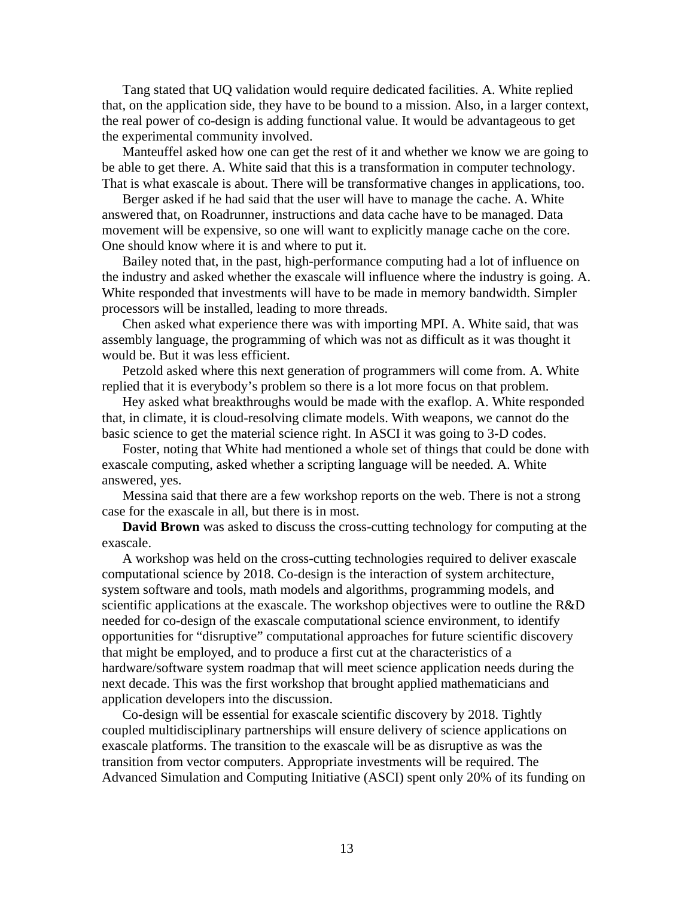Tang stated that UQ validation would require dedicated facilities. A. White replied that, on the application side, they have to be bound to a mission. Also, in a larger context, the real power of co-design is adding functional value. It would be advantageous to get the experimental community involved.

Manteuffel asked how one can get the rest of it and whether we know we are going to be able to get there. A. White said that this is a transformation in computer technology. That is what exascale is about. There will be transformative changes in applications, too.

Berger asked if he had said that the user will have to manage the cache. A. White answered that, on Roadrunner, instructions and data cache have to be managed. Data movement will be expensive, so one will want to explicitly manage cache on the core. One should know where it is and where to put it.

Bailey noted that, in the past, high-performance computing had a lot of influence on the industry and asked whether the exascale will influence where the industry is going. A. White responded that investments will have to be made in memory bandwidth. Simpler processors will be installed, leading to more threads.

Chen asked what experience there was with importing MPI. A. White said, that was assembly language, the programming of which was not as difficult as it was thought it would be. But it was less efficient.

Petzold asked where this next generation of programmers will come from. A. White replied that it is everybody's problem so there is a lot more focus on that problem.

Hey asked what breakthroughs would be made with the exaflop. A. White responded that, in climate, it is cloud-resolving climate models. With weapons, we cannot do the basic science to get the material science right. In ASCI it was going to 3-D codes.

Foster, noting that White had mentioned a whole set of things that could be done with exascale computing, asked whether a scripting language will be needed. A. White answered, yes.

Messina said that there are a few workshop reports on the web. There is not a strong case for the exascale in all, but there is in most.

**David Brown** was asked to discuss the cross-cutting technology for computing at the exascale.

A workshop was held on the cross-cutting technologies required to deliver exascale computational science by 2018. Co-design is the interaction of system architecture, system software and tools, math models and algorithms, programming models, and scientific applications at the exascale. The workshop objectives were to outline the R&D needed for co-design of the exascale computational science environment, to identify opportunities for "disruptive" computational approaches for future scientific discovery that might be employed, and to produce a first cut at the characteristics of a hardware/software system roadmap that will meet science application needs during the next decade. This was the first workshop that brought applied mathematicians and application developers into the discussion.

Co-design will be essential for exascale scientific discovery by 2018. Tightly coupled multidisciplinary partnerships will ensure delivery of science applications on exascale platforms. The transition to the exascale will be as disruptive as was the transition from vector computers. Appropriate investments will be required. The Advanced Simulation and Computing Initiative (ASCI) spent only 20% of its funding on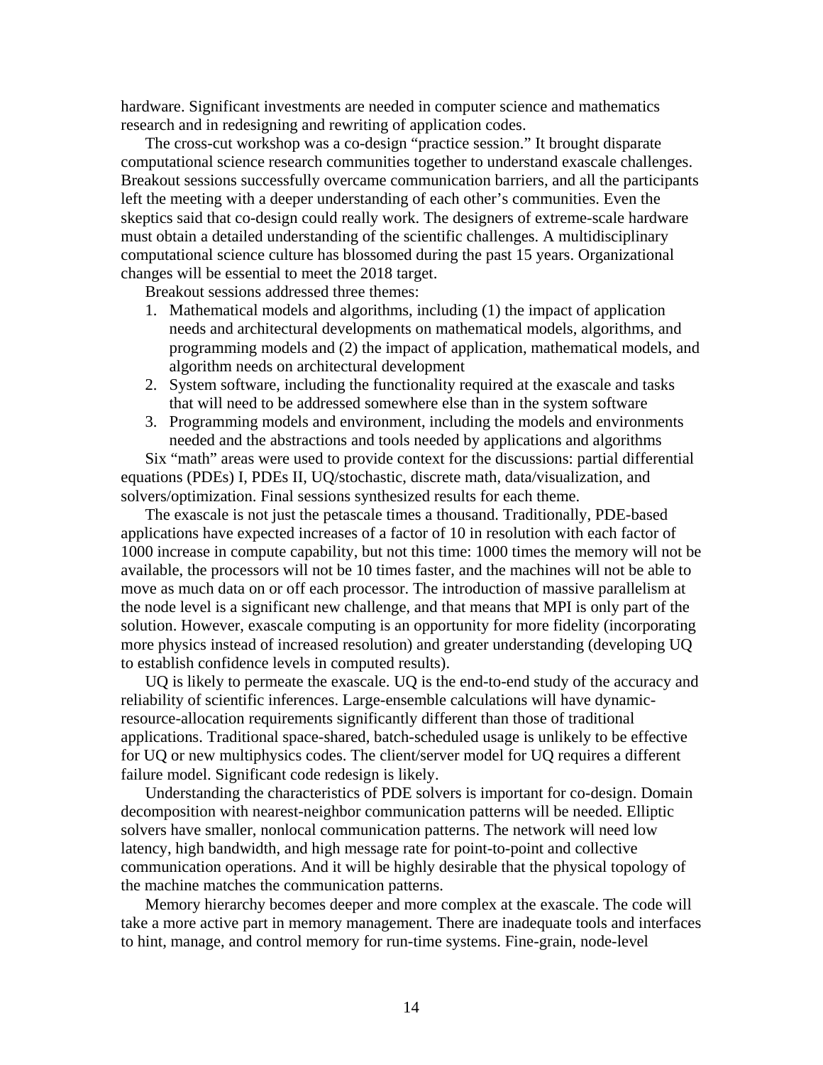hardware. Significant investments are needed in computer science and mathematics research and in redesigning and rewriting of application codes.

The cross-cut workshop was a co-design "practice session." It brought disparate computational science research communities together to understand exascale challenges. Breakout sessions successfully overcame communication barriers, and all the participants left the meeting with a deeper understanding of each other's communities. Even the skeptics said that co-design could really work. The designers of extreme-scale hardware must obtain a detailed understanding of the scientific challenges. A multidisciplinary computational science culture has blossomed during the past 15 years. Organizational changes will be essential to meet the 2018 target.

Breakout sessions addressed three themes:

1. Mathematical models and algorithms, including (1) the impact of application needs and architectural developments on mathematical models, algorithms, and programming models and (2) the impact of application, mathematical models, and algorithm needs on architectural development
2. System software, including the functionality required at the exascale and tasks that will need to be addressed somewhere else than in the system software
3. Programming models and environment, including the models and environments needed and the abstractions and tools needed by applications and algorithms

Six "math" areas were used to provide context for the discussions: partial differential equations (PDEs) I, PDEs II, UQ/stochastic, discrete math, data/visualization, and solvers/optimization. Final sessions synthesized results for each theme.

The exascale is not just the petascale times a thousand. Traditionally, PDE-based applications have expected increases of a factor of 10 in resolution with each factor of 1000 increase in compute capability, but not this time: 1000 times the memory will not be available, the processors will not be 10 times faster, and the machines will not be able to move as much data on or off each processor. The introduction of massive parallelism at the node level is a significant new challenge, and that means that MPI is only part of the solution. However, exascale computing is an opportunity for more fidelity (incorporating more physics instead of increased resolution) and greater understanding (developing UQ to establish confidence levels in computed results).

UQ is likely to permeate the exascale. UQ is the end-to-end study of the accuracy and reliability of scientific inferences. Large-ensemble calculations will have dynamic-resource-allocation requirements significantly different than those of traditional applications. Traditional space-shared, batch-scheduled usage is unlikely to be effective for UQ or new multiphysics codes. The client/server model for UQ requires a different failure model. Significant code redesign is likely.

Understanding the characteristics of PDE solvers is important for co-design. Domain decomposition with nearest-neighbor communication patterns will be needed. Elliptic solvers have smaller, nonlocal communication patterns. The network will need low latency, high bandwidth, and high message rate for point-to-point and collective communication operations. And it will be highly desirable that the physical topology of the machine matches the communication patterns.

Memory hierarchy becomes deeper and more complex at the exascale. The code will take a more active part in memory management. There are inadequate tools and interfaces to hint, manage, and control memory for run-time systems. Fine-grain, node-level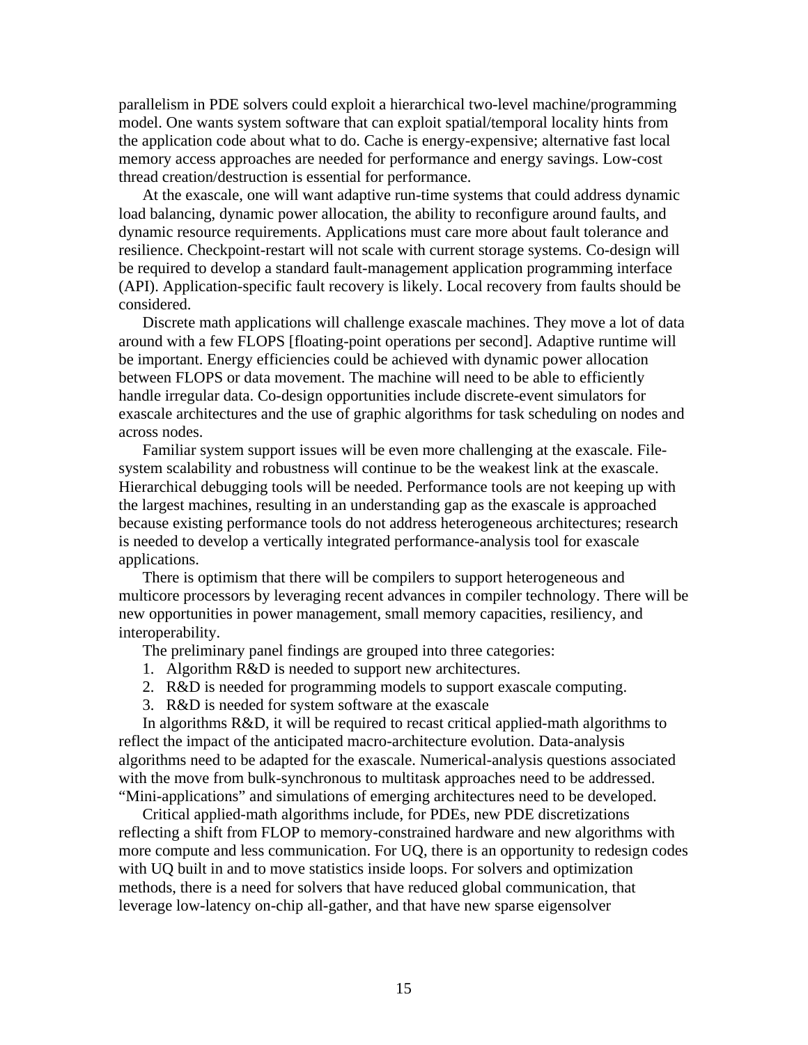parallelism in PDE solvers could exploit a hierarchical two-level machine/programming model. One wants system software that can exploit spatial/temporal locality hints from the application code about what to do. Cache is energy-expensive; alternative fast local memory access approaches are needed for performance and energy savings. Low-cost thread creation/destruction is essential for performance.

At the exascale, one will want adaptive run-time systems that could address dynamic load balancing, dynamic power allocation, the ability to reconfigure around faults, and dynamic resource requirements. Applications must care more about fault tolerance and resilience. Checkpoint-restart will not scale with current storage systems. Co-design will be required to develop a standard fault-management application programming interface (API). Application-specific fault recovery is likely. Local recovery from faults should be considered.

Discrete math applications will challenge exascale machines. They move a lot of data around with a few FLOPS [floating-point operations per second]. Adaptive runtime will be important. Energy efficiencies could be achieved with dynamic power allocation between FLOPS or data movement. The machine will need to be able to efficiently handle irregular data. Co-design opportunities include discrete-event simulators for exascale architectures and the use of graphic algorithms for task scheduling on nodes and across nodes.

Familiar system support issues will be even more challenging at the exascale. File-system scalability and robustness will continue to be the weakest link at the exascale. Hierarchical debugging tools will be needed. Performance tools are not keeping up with the largest machines, resulting in an understanding gap as the exascale is approached because existing performance tools do not address heterogeneous architectures; research is needed to develop a vertically integrated performance-analysis tool for exascale applications.

There is optimism that there will be compilers to support heterogeneous and multicore processors by leveraging recent advances in compiler technology. There will be new opportunities in power management, small memory capacities, resiliency, and interoperability.

The preliminary panel findings are grouped into three categories:

1. Algorithm R&D is needed to support new architectures.
2. R&D is needed for programming models to support exascale computing.
3. R&D is needed for system software at the exascale

In algorithms R&D, it will be required to recast critical applied-math algorithms to reflect the impact of the anticipated macro-architecture evolution. Data-analysis algorithms need to be adapted for the exascale. Numerical-analysis questions associated with the move from bulk-synchronous to multitask approaches need to be addressed. "Mini-applications" and simulations of emerging architectures need to be developed.

Critical applied-math algorithms include, for PDEs, new PDE discretizations reflecting a shift from FLOP to memory-constrained hardware and new algorithms with more compute and less communication. For UQ, there is an opportunity to redesign codes with UQ built in and to move statistics inside loops. For solvers and optimization methods, there is a need for solvers that have reduced global communication, that leverage low-latency on-chip all-gather, and that have new sparse eigensolver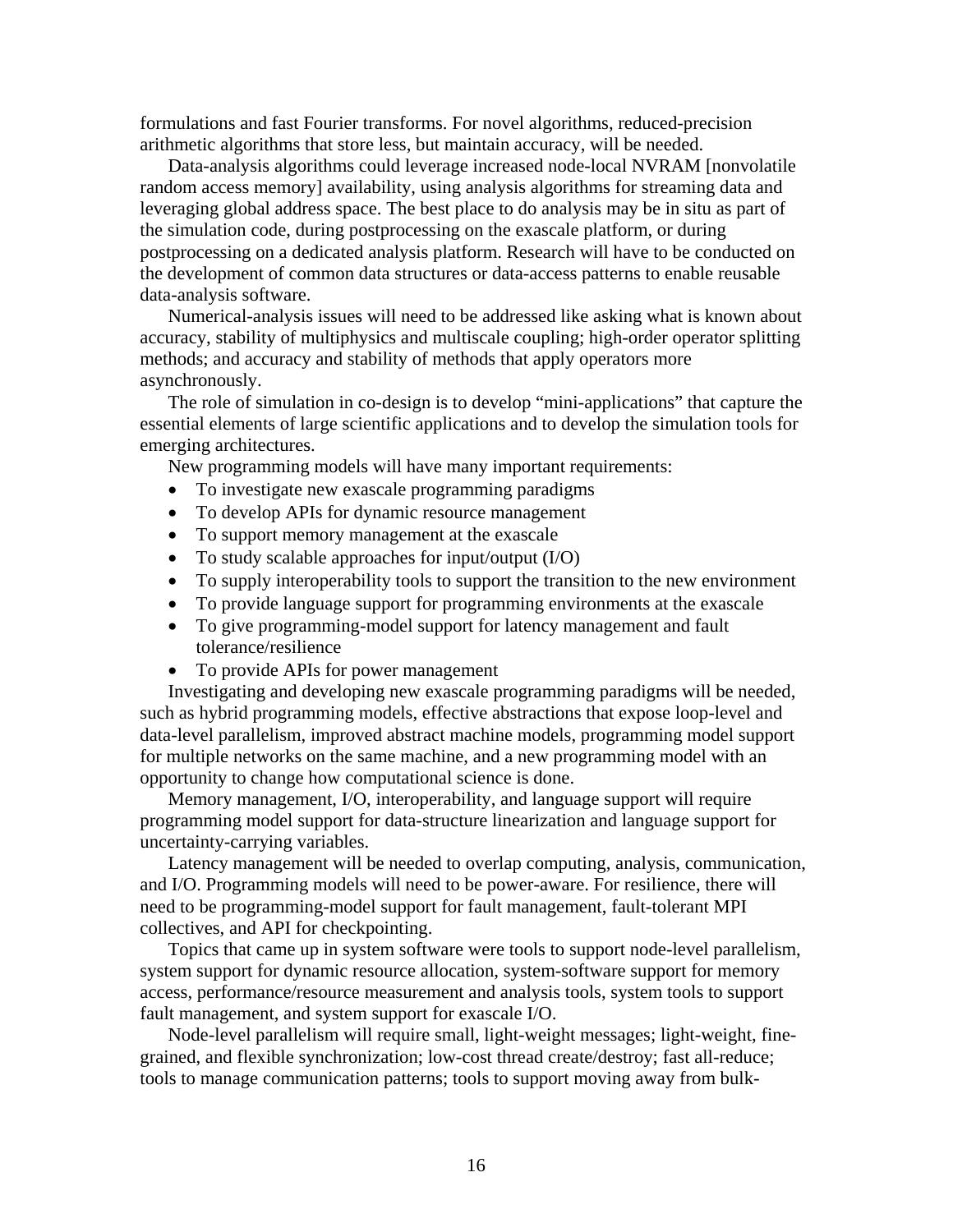formulations and fast Fourier transforms. For novel algorithms, reduced-precision arithmetic algorithms that store less, but maintain accuracy, will be needed.

Data-analysis algorithms could leverage increased node-local NVRAM [nonvolatile random access memory] availability, using analysis algorithms for streaming data and leveraging global address space. The best place to do analysis may be in situ as part of the simulation code, during postprocessing on the exascale platform, or during postprocessing on a dedicated analysis platform. Research will have to be conducted on the development of common data structures or data-access patterns to enable reusable data-analysis software.

Numerical-analysis issues will need to be addressed like asking what is known about accuracy, stability of multiphysics and multiscale coupling; high-order operator splitting methods; and accuracy and stability of methods that apply operators more asynchronously.

The role of simulation in co-design is to develop "mini-applications" that capture the essential elements of large scientific applications and to develop the simulation tools for emerging architectures.

New programming models will have many important requirements:

- To investigate new exascale programming paradigms
- To develop APIs for dynamic resource management
- To support memory management at the exascale
- To study scalable approaches for input/output (I/O)
- To supply interoperability tools to support the transition to the new environment
- To provide language support for programming environments at the exascale
- To give programming-model support for latency management and fault tolerance/resilience
- To provide APIs for power management

Investigating and developing new exascale programming paradigms will be needed, such as hybrid programming models, effective abstractions that expose loop-level and data-level parallelism, improved abstract machine models, programming model support for multiple networks on the same machine, and a new programming model with an opportunity to change how computational science is done.

Memory management, I/O, interoperability, and language support will require programming model support for data-structure linearization and language support for uncertainty-carrying variables.

Latency management will be needed to overlap computing, analysis, communication, and I/O. Programming models will need to be power-aware. For resilience, there will need to be programming-model support for fault management, fault-tolerant MPI collectives, and API for checkpointing.

Topics that came up in system software were tools to support node-level parallelism, system support for dynamic resource allocation, system-software support for memory access, performance/resource measurement and analysis tools, system tools to support fault management, and system support for exascale I/O.

Node-level parallelism will require small, light-weight messages; light-weight, fine-grained, and flexible synchronization; low-cost thread create/destroy; fast all-reduce; tools to manage communication patterns; tools to support moving away from bulk-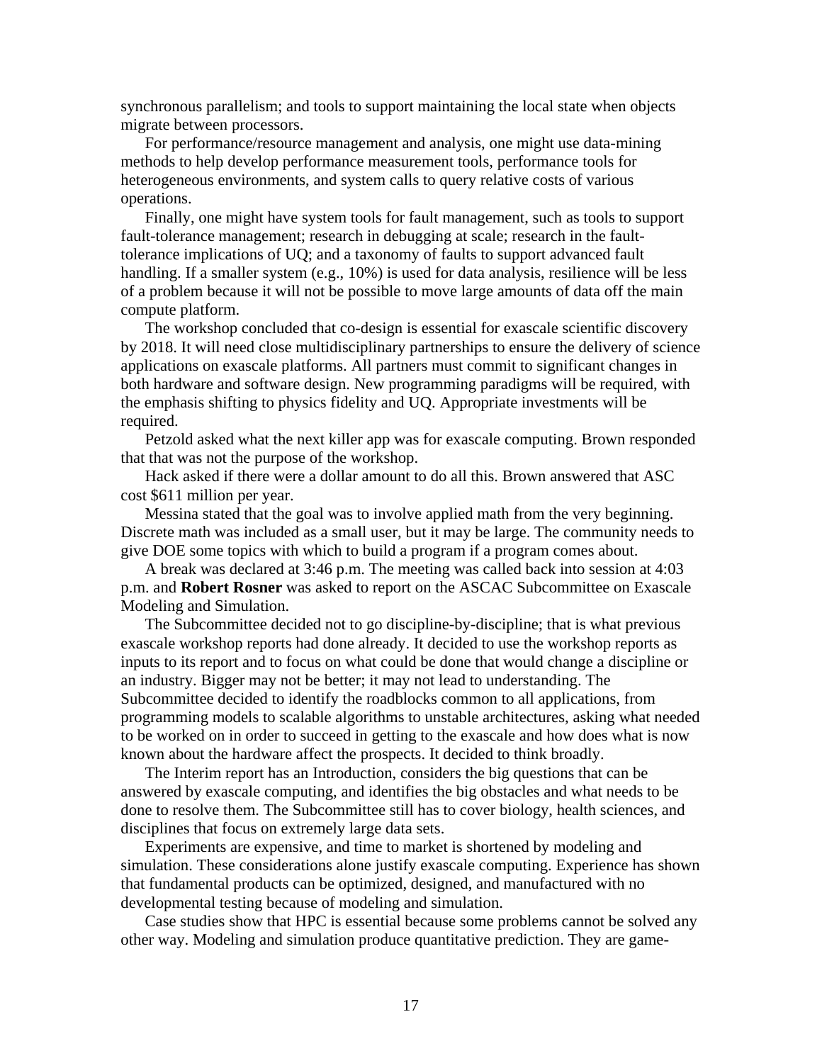synchronous parallelism; and tools to support maintaining the local state when objects migrate between processors.

For performance/resource management and analysis, one might use data-mining methods to help develop performance measurement tools, performance tools for heterogeneous environments, and system calls to query relative costs of various operations.

Finally, one might have system tools for fault management, such as tools to support fault-tolerance management; research in debugging at scale; research in the fault-tolerance implications of UQ; and a taxonomy of faults to support advanced fault handling. If a smaller system (e.g., 10%) is used for data analysis, resilience will be less of a problem because it will not be possible to move large amounts of data off the main compute platform.

The workshop concluded that co-design is essential for exascale scientific discovery by 2018. It will need close multidisciplinary partnerships to ensure the delivery of science applications on exascale platforms. All partners must commit to significant changes in both hardware and software design. New programming paradigms will be required, with the emphasis shifting to physics fidelity and UQ. Appropriate investments will be required.

Petzold asked what the next killer app was for exascale computing. Brown responded that that was not the purpose of the workshop.

Hack asked if there were a dollar amount to do all this. Brown answered that ASC cost $611 million per year.

Messina stated that the goal was to involve applied math from the very beginning. Discrete math was included as a small user, but it may be large. The community needs to give DOE some topics with which to build a program if a program comes about.

A break was declared at 3:46 p.m. The meeting was called back into session at 4:03 p.m. and **Robert Rosner** was asked to report on the ASCAC Subcommittee on Exascale Modeling and Simulation.

The Subcommittee decided not to go discipline-by-discipline; that is what previous exascale workshop reports had done already. It decided to use the workshop reports as inputs to its report and to focus on what could be done that would change a discipline or an industry. Bigger may not be better; it may not lead to understanding. The Subcommittee decided to identify the roadblocks common to all applications, from programming models to scalable algorithms to unstable architectures, asking what needed to be worked on in order to succeed in getting to the exascale and how does what is now known about the hardware affect the prospects. It decided to think broadly.

The Interim report has an Introduction, considers the big questions that can be answered by exascale computing, and identifies the big obstacles and what needs to be done to resolve them. The Subcommittee still has to cover biology, health sciences, and disciplines that focus on extremely large data sets.

Experiments are expensive, and time to market is shortened by modeling and simulation. These considerations alone justify exascale computing. Experience has shown that fundamental products can be optimized, designed, and manufactured with no developmental testing because of modeling and simulation.

Case studies show that HPC is essential because some problems cannot be solved any other way. Modeling and simulation produce quantitative prediction. They are game-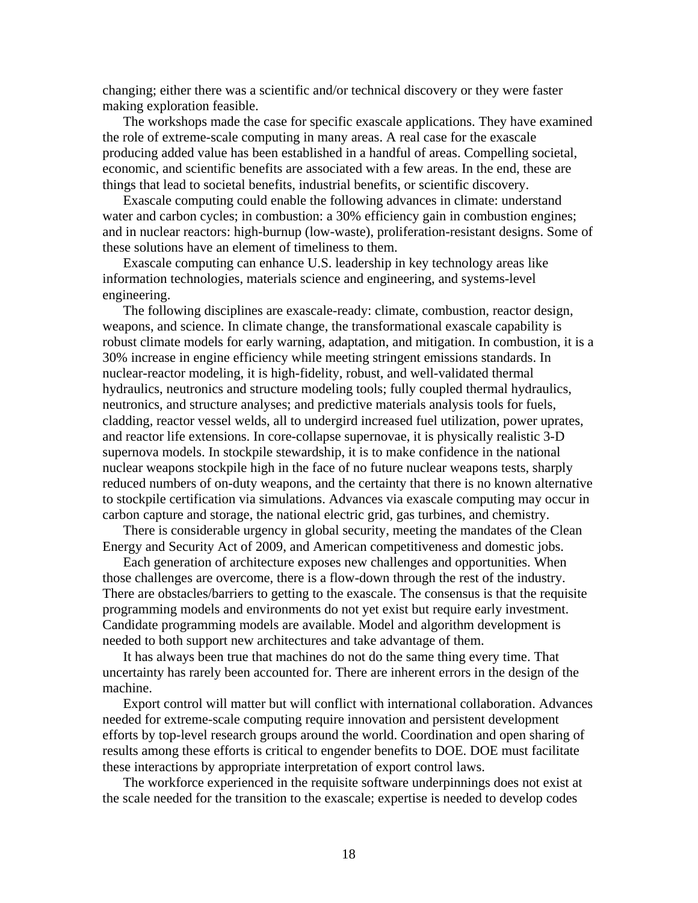changing; either there was a scientific and/or technical discovery or they were faster making exploration feasible.

The workshops made the case for specific exascale applications. They have examined the role of extreme-scale computing in many areas. A real case for the exascale producing added value has been established in a handful of areas. Compelling societal, economic, and scientific benefits are associated with a few areas. In the end, these are things that lead to societal benefits, industrial benefits, or scientific discovery.

Exascale computing could enable the following advances in climate: understand water and carbon cycles; in combustion: a 30% efficiency gain in combustion engines; and in nuclear reactors: high-burnup (low-waste), proliferation-resistant designs. Some of these solutions have an element of timeliness to them.

Exascale computing can enhance U.S. leadership in key technology areas like information technologies, materials science and engineering, and systems-level engineering.

The following disciplines are exascale-ready: climate, combustion, reactor design, weapons, and science. In climate change, the transformational exascale capability is robust climate models for early warning, adaptation, and mitigation. In combustion, it is a 30% increase in engine efficiency while meeting stringent emissions standards. In nuclear-reactor modeling, it is high-fidelity, robust, and well-validated thermal hydraulics, neutronics and structure modeling tools; fully coupled thermal hydraulics, neutronics, and structure analyses; and predictive materials analysis tools for fuels, cladding, reactor vessel welds, all to undergird increased fuel utilization, power uprates, and reactor life extensions. In core-collapse supernovae, it is physically realistic 3-D supernova models. In stockpile stewardship, it is to make confidence in the national nuclear weapons stockpile high in the face of no future nuclear weapons tests, sharply reduced numbers of on-duty weapons, and the certainty that there is no known alternative to stockpile certification via simulations. Advances via exascale computing may occur in carbon capture and storage, the national electric grid, gas turbines, and chemistry.

There is considerable urgency in global security, meeting the mandates of the Clean Energy and Security Act of 2009, and American competitiveness and domestic jobs.

Each generation of architecture exposes new challenges and opportunities. When those challenges are overcome, there is a flow-down through the rest of the industry. There are obstacles/barriers to getting to the exascale. The consensus is that the requisite programming models and environments do not yet exist but require early investment. Candidate programming models are available. Model and algorithm development is needed to both support new architectures and take advantage of them.

It has always been true that machines do not do the same thing every time. That uncertainty has rarely been accounted for. There are inherent errors in the design of the machine.

Export control will matter but will conflict with international collaboration. Advances needed for extreme-scale computing require innovation and persistent development efforts by top-level research groups around the world. Coordination and open sharing of results among these efforts is critical to engender benefits to DOE. DOE must facilitate these interactions by appropriate interpretation of export control laws.

The workforce experienced in the requisite software underpinnings does not exist at the scale needed for the transition to the exascale; expertise is needed to develop codes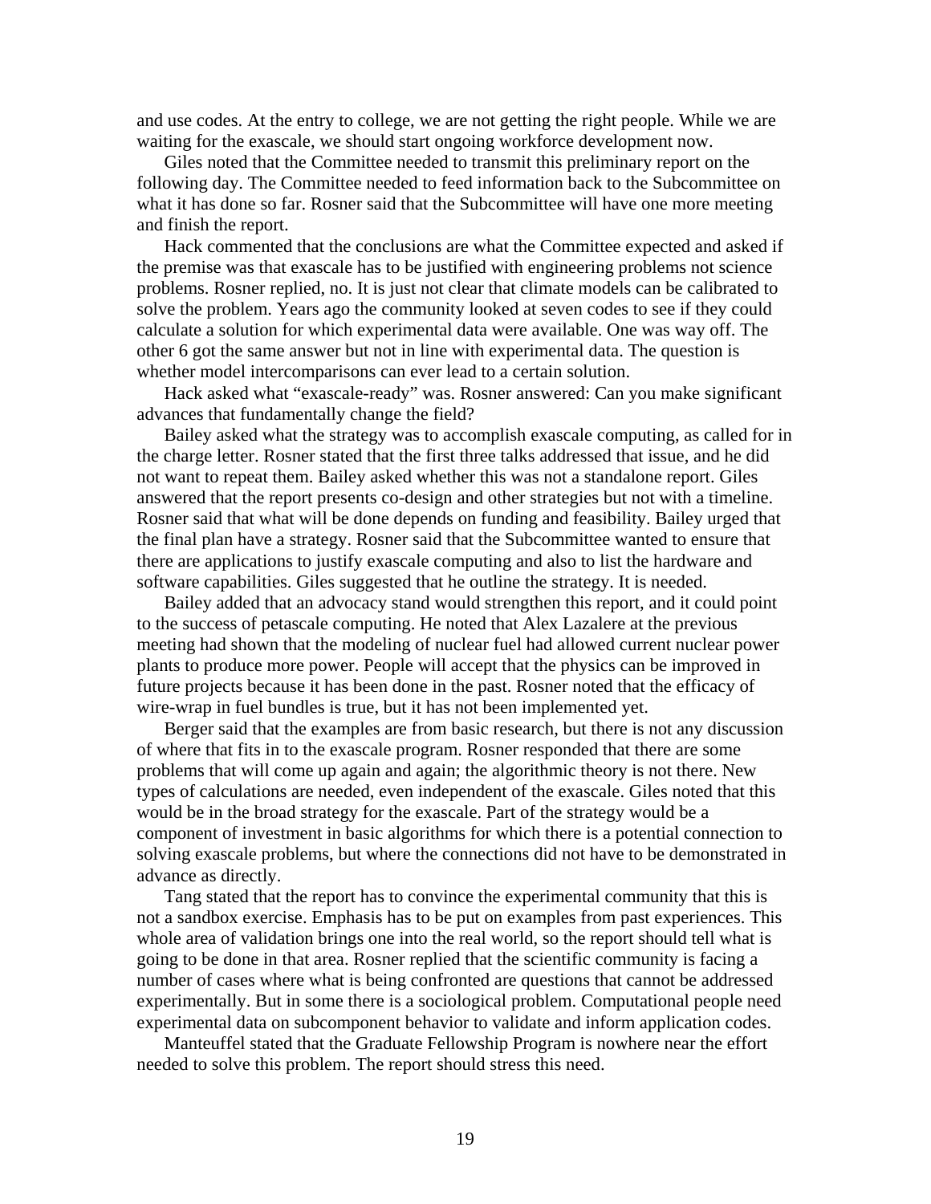and use codes. At the entry to college, we are not getting the right people. While we are waiting for the exascale, we should start ongoing workforce development now.

Giles noted that the Committee needed to transmit this preliminary report on the following day. The Committee needed to feed information back to the Subcommittee on what it has done so far. Rosner said that the Subcommittee will have one more meeting and finish the report.

Hack commented that the conclusions are what the Committee expected and asked if the premise was that exascale has to be justified with engineering problems not science problems. Rosner replied, no. It is just not clear that climate models can be calibrated to solve the problem. Years ago the community looked at seven codes to see if they could calculate a solution for which experimental data were available. One was way off. The other 6 got the same answer but not in line with experimental data. The question is whether model intercomparisons can ever lead to a certain solution.

Hack asked what "exascale-ready" was. Rosner answered: Can you make significant advances that fundamentally change the field?

Bailey asked what the strategy was to accomplish exascale computing, as called for in the charge letter. Rosner stated that the first three talks addressed that issue, and he did not want to repeat them. Bailey asked whether this was not a standalone report. Giles answered that the report presents co-design and other strategies but not with a timeline. Rosner said that what will be done depends on funding and feasibility. Bailey urged that the final plan have a strategy. Rosner said that the Subcommittee wanted to ensure that there are applications to justify exascale computing and also to list the hardware and software capabilities. Giles suggested that he outline the strategy. It is needed.

Bailey added that an advocacy stand would strengthen this report, and it could point to the success of petascale computing. He noted that Alex Lazalere at the previous meeting had shown that the modeling of nuclear fuel had allowed current nuclear power plants to produce more power. People will accept that the physics can be improved in future projects because it has been done in the past. Rosner noted that the efficacy of wire-wrap in fuel bundles is true, but it has not been implemented yet.

Berger said that the examples are from basic research, but there is not any discussion of where that fits in to the exascale program. Rosner responded that there are some problems that will come up again and again; the algorithmic theory is not there. New types of calculations are needed, even independent of the exascale. Giles noted that this would be in the broad strategy for the exascale. Part of the strategy would be a component of investment in basic algorithms for which there is a potential connection to solving exascale problems, but where the connections did not have to be demonstrated in advance as directly.

Tang stated that the report has to convince the experimental community that this is not a sandbox exercise. Emphasis has to be put on examples from past experiences. This whole area of validation brings one into the real world, so the report should tell what is going to be done in that area. Rosner replied that the scientific community is facing a number of cases where what is being confronted are questions that cannot be addressed experimentally. But in some there is a sociological problem. Computational people need experimental data on subcomponent behavior to validate and inform application codes.

Manteuffel stated that the Graduate Fellowship Program is nowhere near the effort needed to solve this problem. The report should stress this need.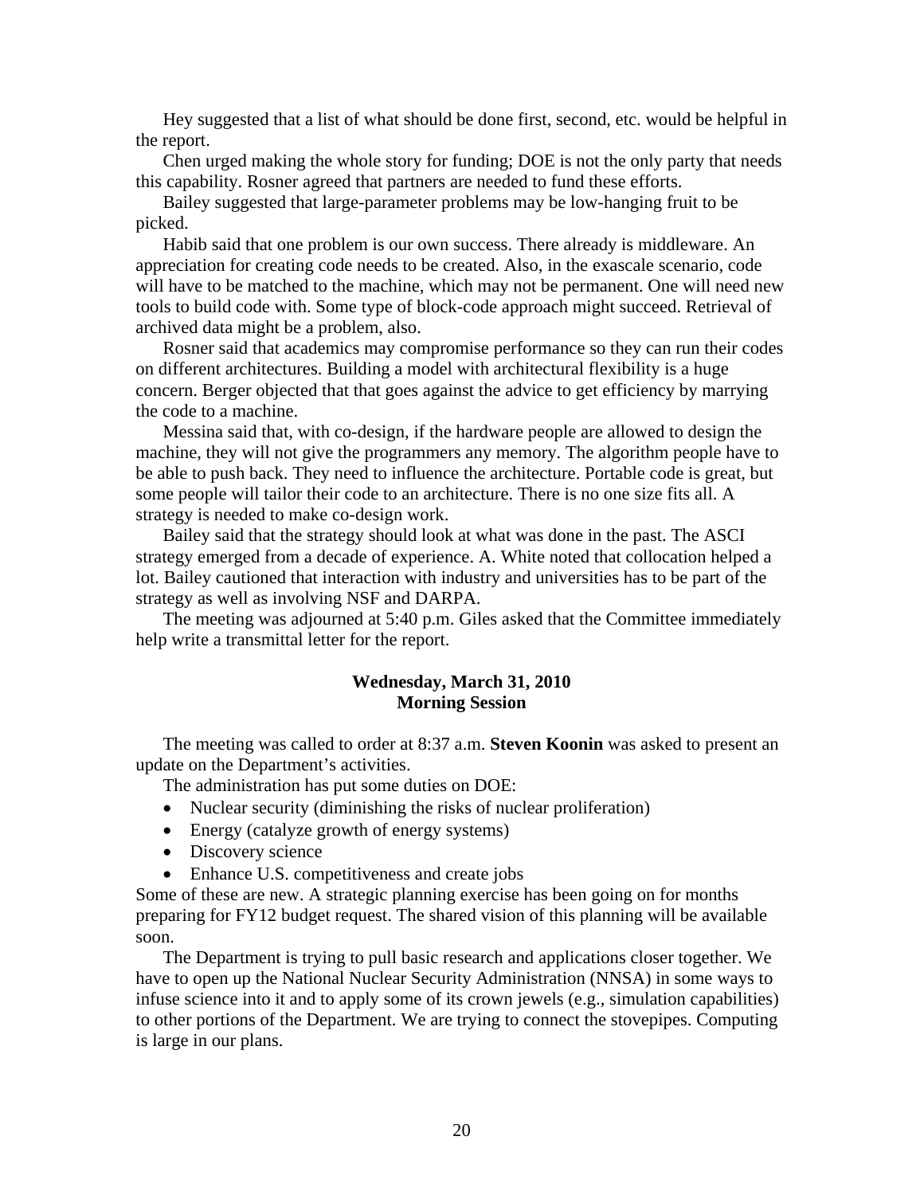Hey suggested that a list of what should be done first, second, etc. would be helpful in the report.

Chen urged making the whole story for funding; DOE is not the only party that needs this capability. Rosner agreed that partners are needed to fund these efforts.

Bailey suggested that large-parameter problems may be low-hanging fruit to be picked.

Habib said that one problem is our own success. There already is middleware. An appreciation for creating code needs to be created. Also, in the exascale scenario, code will have to be matched to the machine, which may not be permanent. One will need new tools to build code with. Some type of block-code approach might succeed. Retrieval of archived data might be a problem, also.

Rosner said that academics may compromise performance so they can run their codes on different architectures. Building a model with architectural flexibility is a huge concern. Berger objected that that goes against the advice to get efficiency by marrying the code to a machine.

Messina said that, with co-design, if the hardware people are allowed to design the machine, they will not give the programmers any memory. The algorithm people have to be able to push back. They need to influence the architecture. Portable code is great, but some people will tailor their code to an architecture. There is no one size fits all. A strategy is needed to make co-design work.

Bailey said that the strategy should look at what was done in the past. The ASCI strategy emerged from a decade of experience. A. White noted that collocation helped a lot. Bailey cautioned that interaction with industry and universities has to be part of the strategy as well as involving NSF and DARPA.

The meeting was adjourned at 5:40 p.m. Giles asked that the Committee immediately help write a transmittal letter for the report.

**Wednesday, March 31, 2010**
**Morning Session**

The meeting was called to order at 8:37 a.m. **Steven Koonin** was asked to present an update on the Department's activities.

The administration has put some duties on DOE:

- Nuclear security (diminishing the risks of nuclear proliferation)
- Energy (catalyze growth of energy systems)
- Discovery science
- Enhance U.S. competitiveness and create jobs

Some of these are new. A strategic planning exercise has been going on for months preparing for FY12 budget request. The shared vision of this planning will be available soon.

The Department is trying to pull basic research and applications closer together. We have to open up the National Nuclear Security Administration (NNSA) in some ways to infuse science into it and to apply some of its crown jewels (e.g., simulation capabilities) to other portions of the Department. We are trying to connect the stovepipes. Computing is large in our plans.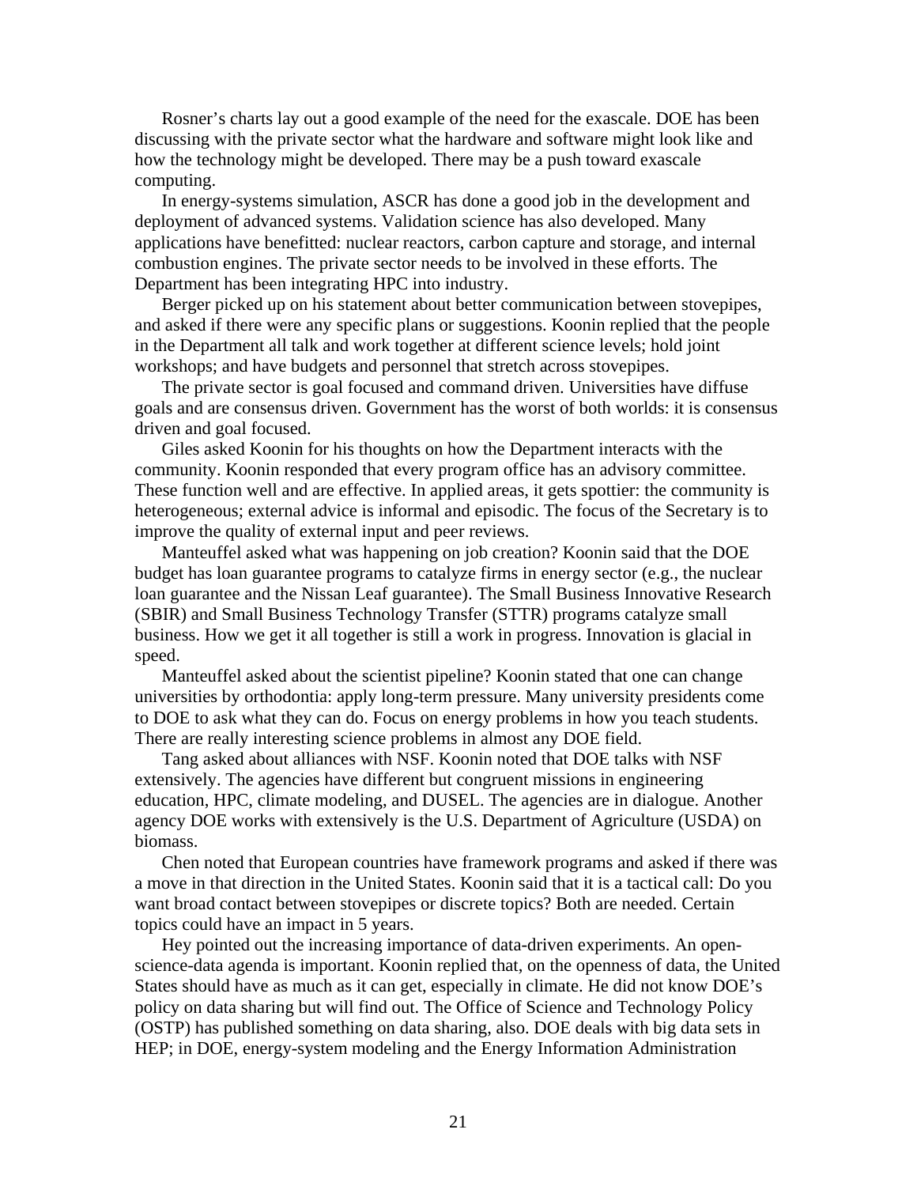Rosner's charts lay out a good example of the need for the exascale. DOE has been discussing with the private sector what the hardware and software might look like and how the technology might be developed. There may be a push toward exascale computing.

In energy-systems simulation, ASCR has done a good job in the development and deployment of advanced systems. Validation science has also developed. Many applications have benefitted: nuclear reactors, carbon capture and storage, and internal combustion engines. The private sector needs to be involved in these efforts. The Department has been integrating HPC into industry.

Berger picked up on his statement about better communication between stovepipes, and asked if there were any specific plans or suggestions. Koonin replied that the people in the Department all talk and work together at different science levels; hold joint workshops; and have budgets and personnel that stretch across stovepipes.

The private sector is goal focused and command driven. Universities have diffuse goals and are consensus driven. Government has the worst of both worlds: it is consensus driven and goal focused.

Giles asked Koonin for his thoughts on how the Department interacts with the community. Koonin responded that every program office has an advisory committee. These function well and are effective. In applied areas, it gets spottier: the community is heterogeneous; external advice is informal and episodic. The focus of the Secretary is to improve the quality of external input and peer reviews.

Manteuffel asked what was happening on job creation? Koonin said that the DOE budget has loan guarantee programs to catalyze firms in energy sector (e.g., the nuclear loan guarantee and the Nissan Leaf guarantee). The Small Business Innovative Research (SBIR) and Small Business Technology Transfer (STTR) programs catalyze small business. How we get it all together is still a work in progress. Innovation is glacial in speed.

Manteuffel asked about the scientist pipeline? Koonin stated that one can change universities by orthodontia: apply long-term pressure. Many university presidents come to DOE to ask what they can do. Focus on energy problems in how you teach students. There are really interesting science problems in almost any DOE field.

Tang asked about alliances with NSF. Koonin noted that DOE talks with NSF extensively. The agencies have different but congruent missions in engineering education, HPC, climate modeling, and DUSEL. The agencies are in dialogue. Another agency DOE works with extensively is the U.S. Department of Agriculture (USDA) on biomass.

Chen noted that European countries have framework programs and asked if there was a move in that direction in the United States. Koonin said that it is a tactical call: Do you want broad contact between stovepipes or discrete topics? Both are needed. Certain topics could have an impact in 5 years.

Hey pointed out the increasing importance of data-driven experiments. An open-science-data agenda is important. Koonin replied that, on the openness of data, the United States should have as much as it can get, especially in climate. He did not know DOE's policy on data sharing but will find out. The Office of Science and Technology Policy (OSTP) has published something on data sharing, also. DOE deals with big data sets in HEP; in DOE, energy-system modeling and the Energy Information Administration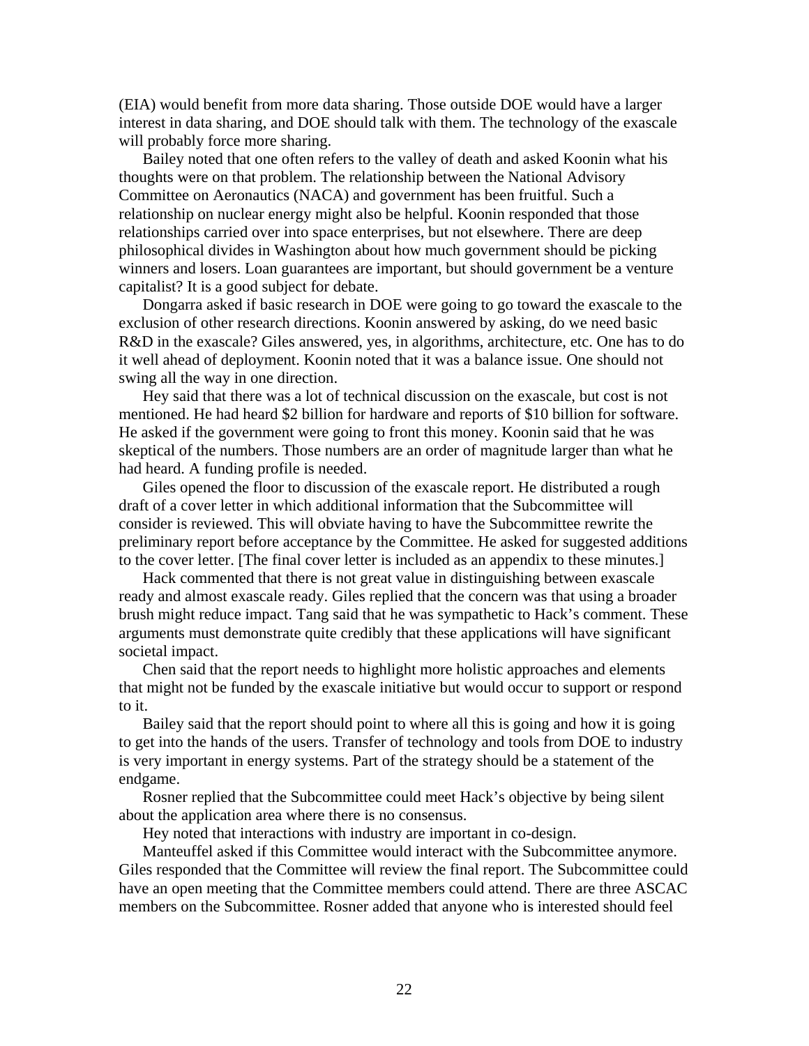(EIA) would benefit from more data sharing. Those outside DOE would have a larger interest in data sharing, and DOE should talk with them. The technology of the exascale will probably force more sharing.

Bailey noted that one often refers to the valley of death and asked Koonin what his thoughts were on that problem. The relationship between the National Advisory Committee on Aeronautics (NACA) and government has been fruitful. Such a relationship on nuclear energy might also be helpful. Koonin responded that those relationships carried over into space enterprises, but not elsewhere. There are deep philosophical divides in Washington about how much government should be picking winners and losers. Loan guarantees are important, but should government be a venture capitalist? It is a good subject for debate.

Dongarra asked if basic research in DOE were going to go toward the exascale to the exclusion of other research directions. Koonin answered by asking, do we need basic R&D in the exascale? Giles answered, yes, in algorithms, architecture, etc. One has to do it well ahead of deployment. Koonin noted that it was a balance issue. One should not swing all the way in one direction.

Hey said that there was a lot of technical discussion on the exascale, but cost is not mentioned. He had heard $2 billion for hardware and reports of $10 billion for software. He asked if the government were going to front this money. Koonin said that he was skeptical of the numbers. Those numbers are an order of magnitude larger than what he had heard. A funding profile is needed.

Giles opened the floor to discussion of the exascale report. He distributed a rough draft of a cover letter in which additional information that the Subcommittee will consider is reviewed. This will obviate having to have the Subcommittee rewrite the preliminary report before acceptance by the Committee. He asked for suggested additions to the cover letter. [The final cover letter is included as an appendix to these minutes.]

Hack commented that there is not great value in distinguishing between exascale ready and almost exascale ready. Giles replied that the concern was that using a broader brush might reduce impact. Tang said that he was sympathetic to Hack's comment. These arguments must demonstrate quite credibly that these applications will have significant societal impact.

Chen said that the report needs to highlight more holistic approaches and elements that might not be funded by the exascale initiative but would occur to support or respond to it.

Bailey said that the report should point to where all this is going and how it is going to get into the hands of the users. Transfer of technology and tools from DOE to industry is very important in energy systems. Part of the strategy should be a statement of the endgame.

Rosner replied that the Subcommittee could meet Hack's objective by being silent about the application area where there is no consensus.

Hey noted that interactions with industry are important in co-design.

Manteuffel asked if this Committee would interact with the Subcommittee anymore. Giles responded that the Committee will review the final report. The Subcommittee could have an open meeting that the Committee members could attend. There are three ASCAC members on the Subcommittee. Rosner added that anyone who is interested should feel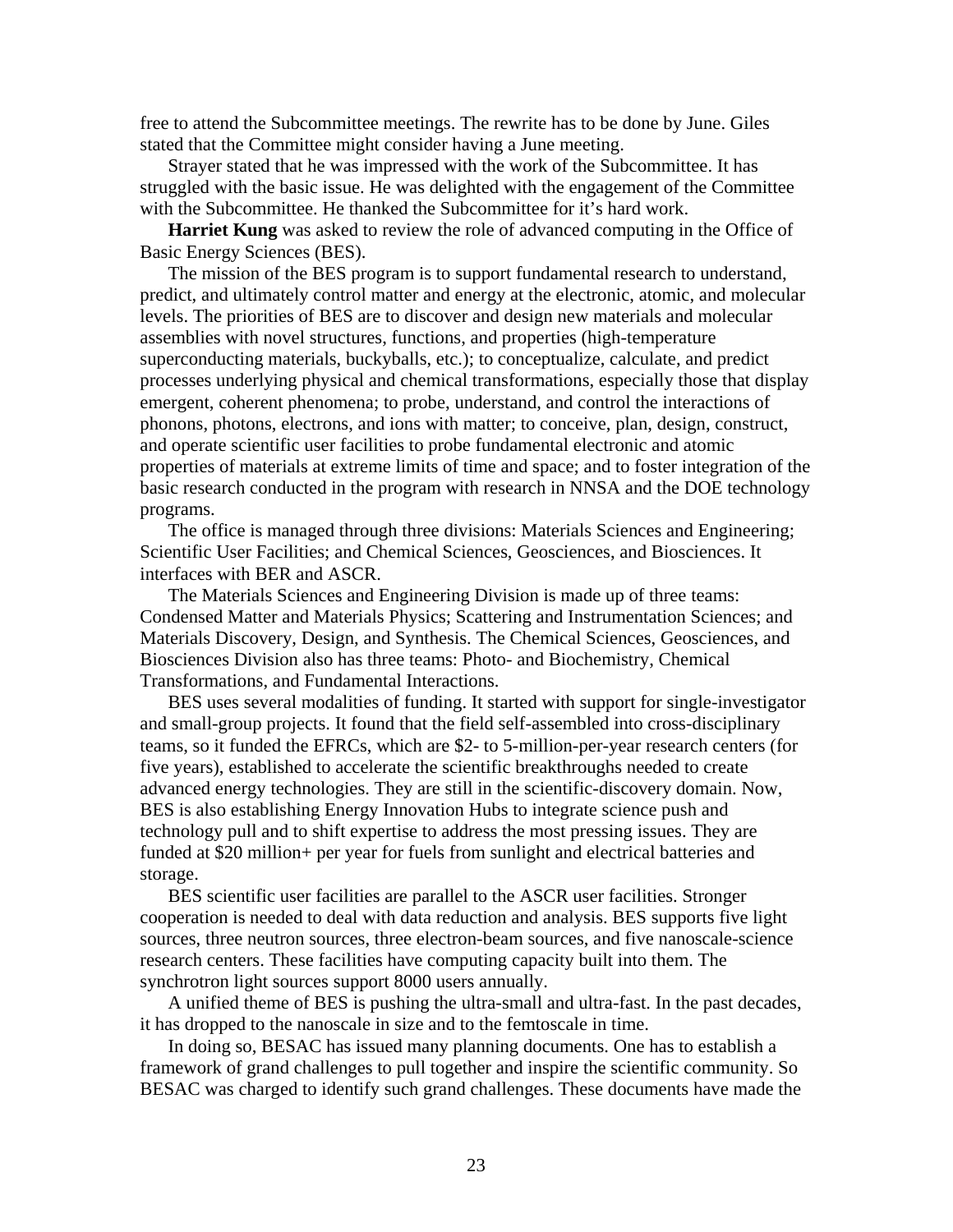free to attend the Subcommittee meetings. The rewrite has to be done by June. Giles stated that the Committee might consider having a June meeting.

Strayer stated that he was impressed with the work of the Subcommittee. It has struggled with the basic issue. He was delighted with the engagement of the Committee with the Subcommittee. He thanked the Subcommittee for it's hard work.

**Harriet Kung** was asked to review the role of advanced computing in the Office of Basic Energy Sciences (BES).

The mission of the BES program is to support fundamental research to understand, predict, and ultimately control matter and energy at the electronic, atomic, and molecular levels. The priorities of BES are to discover and design new materials and molecular assemblies with novel structures, functions, and properties (high-temperature superconducting materials, buckyballs, etc.); to conceptualize, calculate, and predict processes underlying physical and chemical transformations, especially those that display emergent, coherent phenomena; to probe, understand, and control the interactions of phonons, photons, electrons, and ions with matter; to conceive, plan, design, construct, and operate scientific user facilities to probe fundamental electronic and atomic properties of materials at extreme limits of time and space; and to foster integration of the basic research conducted in the program with research in NNSA and the DOE technology programs.

The office is managed through three divisions: Materials Sciences and Engineering; Scientific User Facilities; and Chemical Sciences, Geosciences, and Biosciences. It interfaces with BER and ASCR.

The Materials Sciences and Engineering Division is made up of three teams: Condensed Matter and Materials Physics; Scattering and Instrumentation Sciences; and Materials Discovery, Design, and Synthesis. The Chemical Sciences, Geosciences, and Biosciences Division also has three teams: Photo- and Biochemistry, Chemical Transformations, and Fundamental Interactions.

BES uses several modalities of funding. It started with support for single-investigator and small-group projects. It found that the field self-assembled into cross-disciplinary teams, so it funded the EFRCs, which are $2- to 5-million-per-year research centers (for five years), established to accelerate the scientific breakthroughs needed to create advanced energy technologies. They are still in the scientific-discovery domain. Now, BES is also establishing Energy Innovation Hubs to integrate science push and technology pull and to shift expertise to address the most pressing issues. They are funded at $20 million+ per year for fuels from sunlight and electrical batteries and storage.

BES scientific user facilities are parallel to the ASCR user facilities. Stronger cooperation is needed to deal with data reduction and analysis. BES supports five light sources, three neutron sources, three electron-beam sources, and five nanoscale-science research centers. These facilities have computing capacity built into them. The synchrotron light sources support 8000 users annually.

A unified theme of BES is pushing the ultra-small and ultra-fast. In the past decades, it has dropped to the nanoscale in size and to the femtoscale in time.

In doing so, BESAC has issued many planning documents. One has to establish a framework of grand challenges to pull together and inspire the scientific community. So BESAC was charged to identify such grand challenges. These documents have made the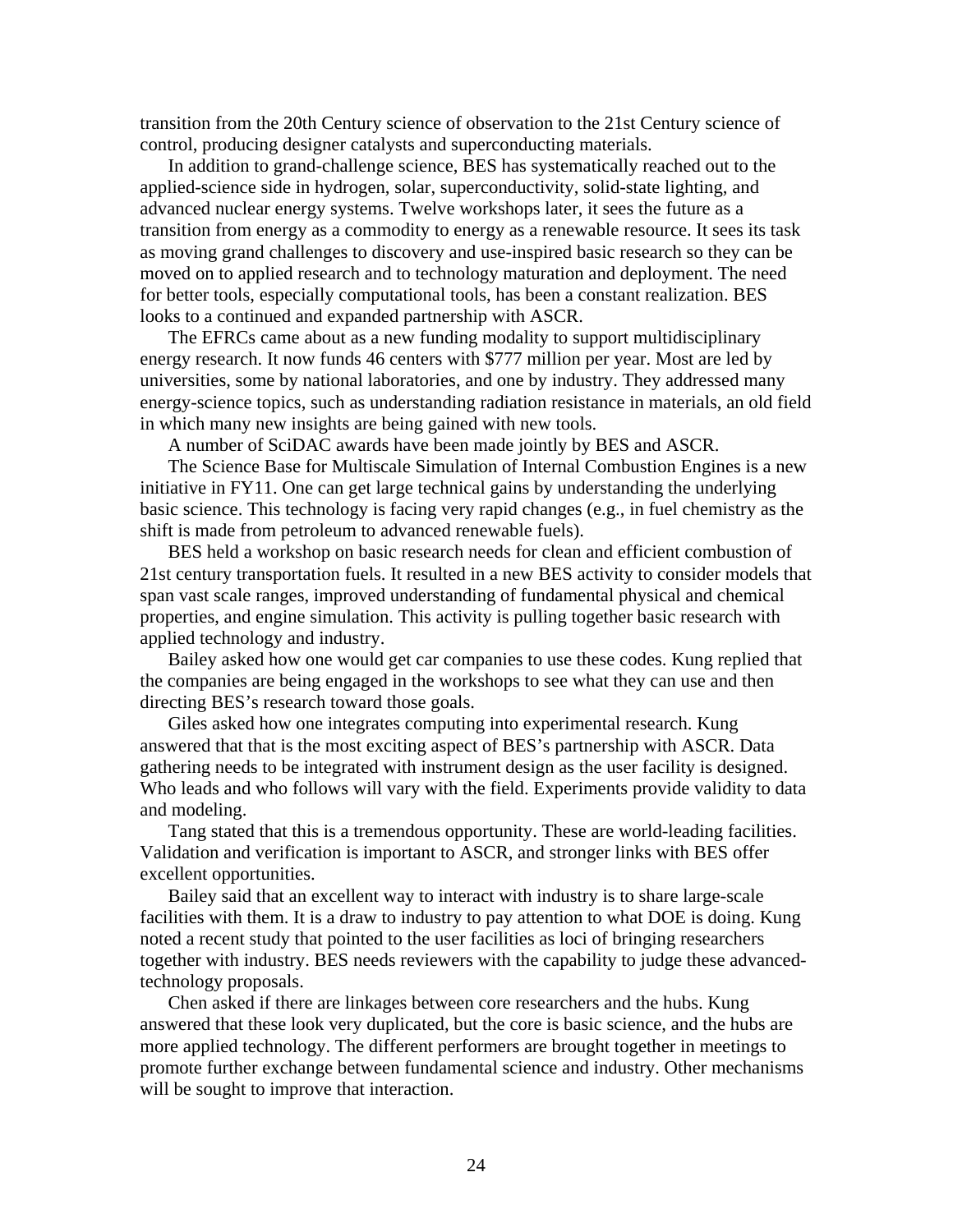transition from the 20th Century science of observation to the 21st Century science of control, producing designer catalysts and superconducting materials.

In addition to grand-challenge science, BES has systematically reached out to the applied-science side in hydrogen, solar, superconductivity, solid-state lighting, and advanced nuclear energy systems. Twelve workshops later, it sees the future as a transition from energy as a commodity to energy as a renewable resource. It sees its task as moving grand challenges to discovery and use-inspired basic research so they can be moved on to applied research and to technology maturation and deployment. The need for better tools, especially computational tools, has been a constant realization. BES looks to a continued and expanded partnership with ASCR.

The EFRCs came about as a new funding modality to support multidisciplinary energy research. It now funds 46 centers with $777 million per year. Most are led by universities, some by national laboratories, and one by industry. They addressed many energy-science topics, such as understanding radiation resistance in materials, an old field in which many new insights are being gained with new tools.

A number of SciDAC awards have been made jointly by BES and ASCR.

The Science Base for Multiscale Simulation of Internal Combustion Engines is a new initiative in FY11. One can get large technical gains by understanding the underlying basic science. This technology is facing very rapid changes (e.g., in fuel chemistry as the shift is made from petroleum to advanced renewable fuels).

BES held a workshop on basic research needs for clean and efficient combustion of 21st century transportation fuels. It resulted in a new BES activity to consider models that span vast scale ranges, improved understanding of fundamental physical and chemical properties, and engine simulation. This activity is pulling together basic research with applied technology and industry.

Bailey asked how one would get car companies to use these codes. Kung replied that the companies are being engaged in the workshops to see what they can use and then directing BES's research toward those goals.

Giles asked how one integrates computing into experimental research. Kung answered that that is the most exciting aspect of BES's partnership with ASCR. Data gathering needs to be integrated with instrument design as the user facility is designed. Who leads and who follows will vary with the field. Experiments provide validity to data and modeling.

Tang stated that this is a tremendous opportunity. These are world-leading facilities. Validation and verification is important to ASCR, and stronger links with BES offer excellent opportunities.

Bailey said that an excellent way to interact with industry is to share large-scale facilities with them. It is a draw to industry to pay attention to what DOE is doing. Kung noted a recent study that pointed to the user facilities as loci of bringing researchers together with industry. BES needs reviewers with the capability to judge these advanced-technology proposals.

Chen asked if there are linkages between core researchers and the hubs. Kung answered that these look very duplicated, but the core is basic science, and the hubs are more applied technology. The different performers are brought together in meetings to promote further exchange between fundamental science and industry. Other mechanisms will be sought to improve that interaction.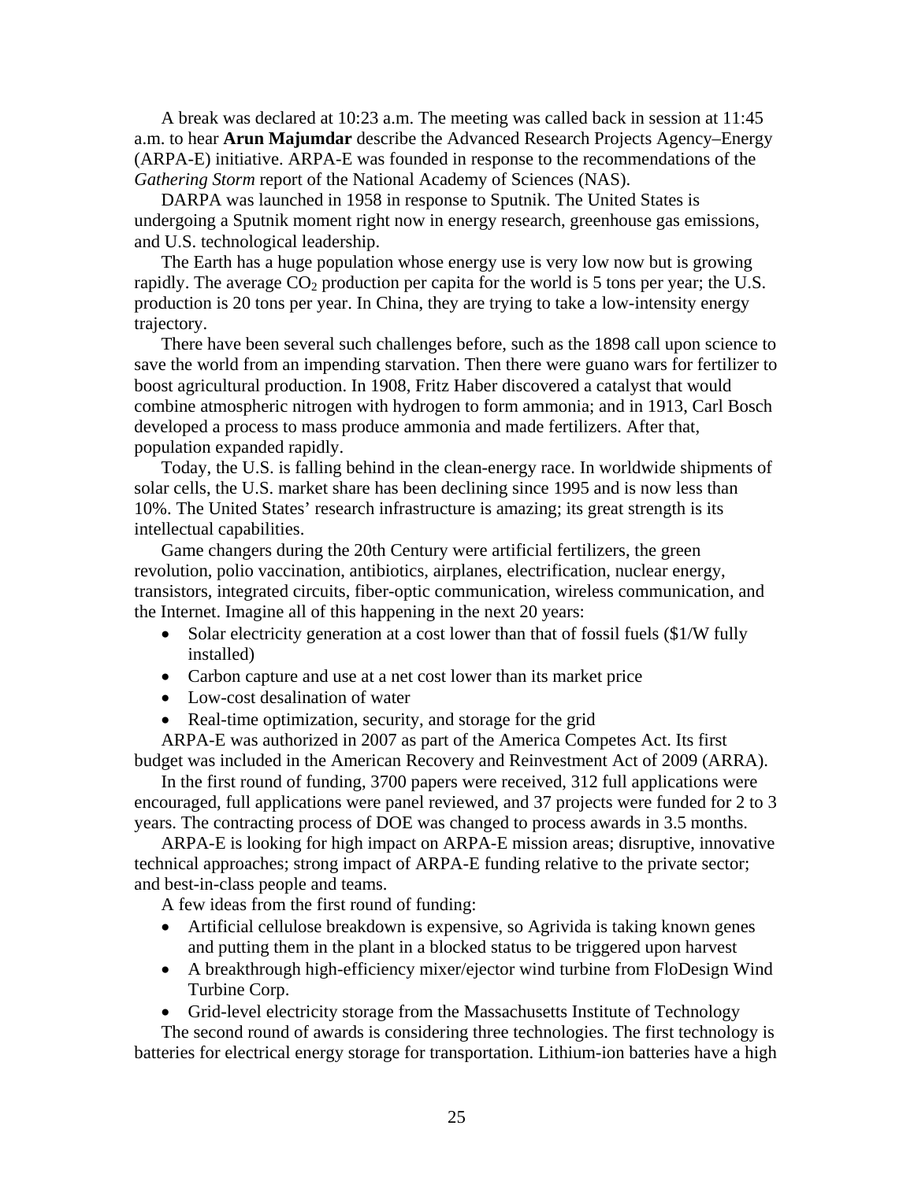A break was declared at 10:23 a.m. The meeting was called back in session at 11:45 a.m. to hear **Arun Majumdar** describe the Advanced Research Projects Agency–Energy (ARPA-E) initiative. ARPA-E was founded in response to the recommendations of the *Gathering Storm* report of the National Academy of Sciences (NAS).

DARPA was launched in 1958 in response to Sputnik. The United States is undergoing a Sputnik moment right now in energy research, greenhouse gas emissions, and U.S. technological leadership.

The Earth has a huge population whose energy use is very low now but is growing rapidly. The average $CO_2$ production per capita for the world is 5 tons per year; the U.S. production is 20 tons per year. In China, they are trying to take a low-intensity energy trajectory.

There have been several such challenges before, such as the 1898 call upon science to save the world from an impending starvation. Then there were guano wars for fertilizer to boost agricultural production. In 1908, Fritz Haber discovered a catalyst that would combine atmospheric nitrogen with hydrogen to form ammonia; and in 1913, Carl Bosch developed a process to mass produce ammonia and made fertilizers. After that, population expanded rapidly.

Today, the U.S. is falling behind in the clean-energy race. In worldwide shipments of solar cells, the U.S. market share has been declining since 1995 and is now less than 10%. The United States' research infrastructure is amazing; its great strength is its intellectual capabilities.

Game changers during the 20th Century were artificial fertilizers, the green revolution, polio vaccination, antibiotics, airplanes, electrification, nuclear energy, transistors, integrated circuits, fiber-optic communication, wireless communication, and the Internet. Imagine all of this happening in the next 20 years:

- Solar electricity generation at a cost lower than that of fossil fuels ($1/W fully installed)
- Carbon capture and use at a net cost lower than its market price
- Low-cost desalination of water
- Real-time optimization, security, and storage for the grid

ARPA-E was authorized in 2007 as part of the America Competes Act. Its first budget was included in the American Recovery and Reinvestment Act of 2009 (ARRA).

In the first round of funding, 3700 papers were received, 312 full applications were encouraged, full applications were panel reviewed, and 37 projects were funded for 2 to 3 years. The contracting process of DOE was changed to process awards in 3.5 months.

ARPA-E is looking for high impact on ARPA-E mission areas; disruptive, innovative technical approaches; strong impact of ARPA-E funding relative to the private sector; and best-in-class people and teams.

A few ideas from the first round of funding:

- Artificial cellulose breakdown is expensive, so Agrivida is taking known genes and putting them in the plant in a blocked status to be triggered upon harvest
- A breakthrough high-efficiency mixer/ejector wind turbine from FloDesign Wind Turbine Corp.
- Grid-level electricity storage from the Massachusetts Institute of Technology

The second round of awards is considering three technologies. The first technology is batteries for electrical energy storage for transportation. Lithium-ion batteries have a high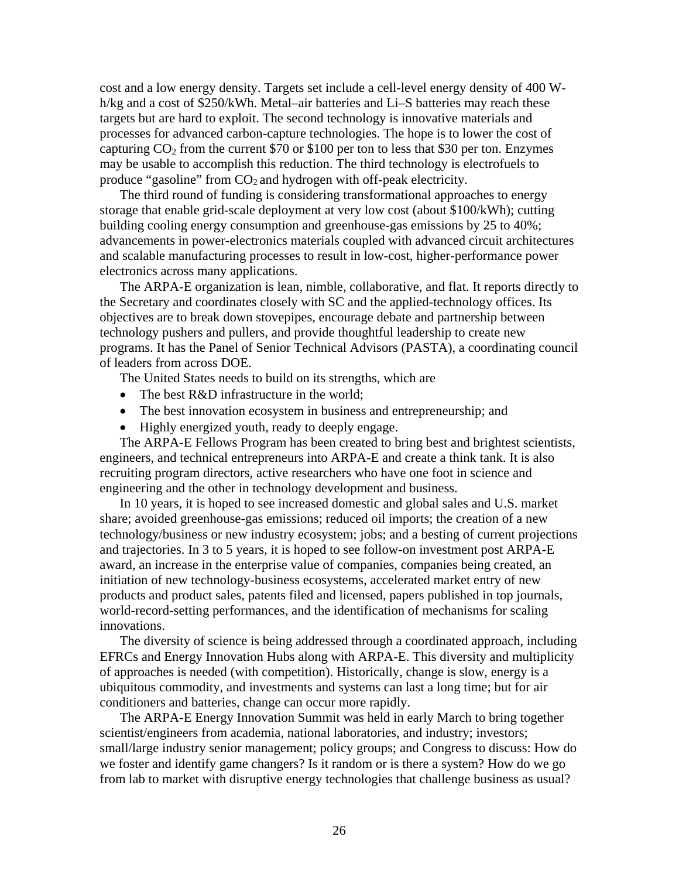cost and a low energy density. Targets set include a cell-level energy density of 400 W-h/kg and a cost of $250/kWh. Metal–air batteries and Li–S batteries may reach these targets but are hard to exploit. The second technology is innovative materials and processes for advanced carbon-capture technologies. The hope is to lower the cost of capturing $CO_2$ from the current $70 or $100 per ton to less that $30 per ton. Enzymes may be usable to accomplish this reduction. The third technology is electrofuels to produce "gasoline" from $CO_2$ and hydrogen with off-peak electricity.

The third round of funding is considering transformational approaches to energy storage that enable grid-scale deployment at very low cost (about $100/kWh); cutting building cooling energy consumption and greenhouse-gas emissions by 25 to 40%; advancements in power-electronics materials coupled with advanced circuit architectures and scalable manufacturing processes to result in low-cost, higher-performance power electronics across many applications.

The ARPA-E organization is lean, nimble, collaborative, and flat. It reports directly to the Secretary and coordinates closely with SC and the applied-technology offices. Its objectives are to break down stovepipes, encourage debate and partnership between technology pushers and pullers, and provide thoughtful leadership to create new programs. It has the Panel of Senior Technical Advisors (PASTA), a coordinating council of leaders from across DOE.

The United States needs to build on its strengths, which are

- The best R&D infrastructure in the world;
- The best innovation ecosystem in business and entrepreneurship; and
- Highly energized youth, ready to deeply engage.

The ARPA-E Fellows Program has been created to bring best and brightest scientists, engineers, and technical entrepreneurs into ARPA-E and create a think tank. It is also recruiting program directors, active researchers who have one foot in science and engineering and the other in technology development and business.

In 10 years, it is hoped to see increased domestic and global sales and U.S. market share; avoided greenhouse-gas emissions; reduced oil imports; the creation of a new technology/business or new industry ecosystem; jobs; and a besting of current projections and trajectories. In 3 to 5 years, it is hoped to see follow-on investment post ARPA-E award, an increase in the enterprise value of companies, companies being created, an initiation of new technology-business ecosystems, accelerated market entry of new products and product sales, patents filed and licensed, papers published in top journals, world-record-setting performances, and the identification of mechanisms for scaling innovations.

The diversity of science is being addressed through a coordinated approach, including EFRCs and Energy Innovation Hubs along with ARPA-E. This diversity and multiplicity of approaches is needed (with competition). Historically, change is slow, energy is a ubiquitous commodity, and investments and systems can last a long time; but for air conditioners and batteries, change can occur more rapidly.

The ARPA-E Energy Innovation Summit was held in early March to bring together scientist/engineers from academia, national laboratories, and industry; investors; small/large industry senior management; policy groups; and Congress to discuss: How do we foster and identify game changers? Is it random or is there a system? How do we go from lab to market with disruptive energy technologies that challenge business as usual?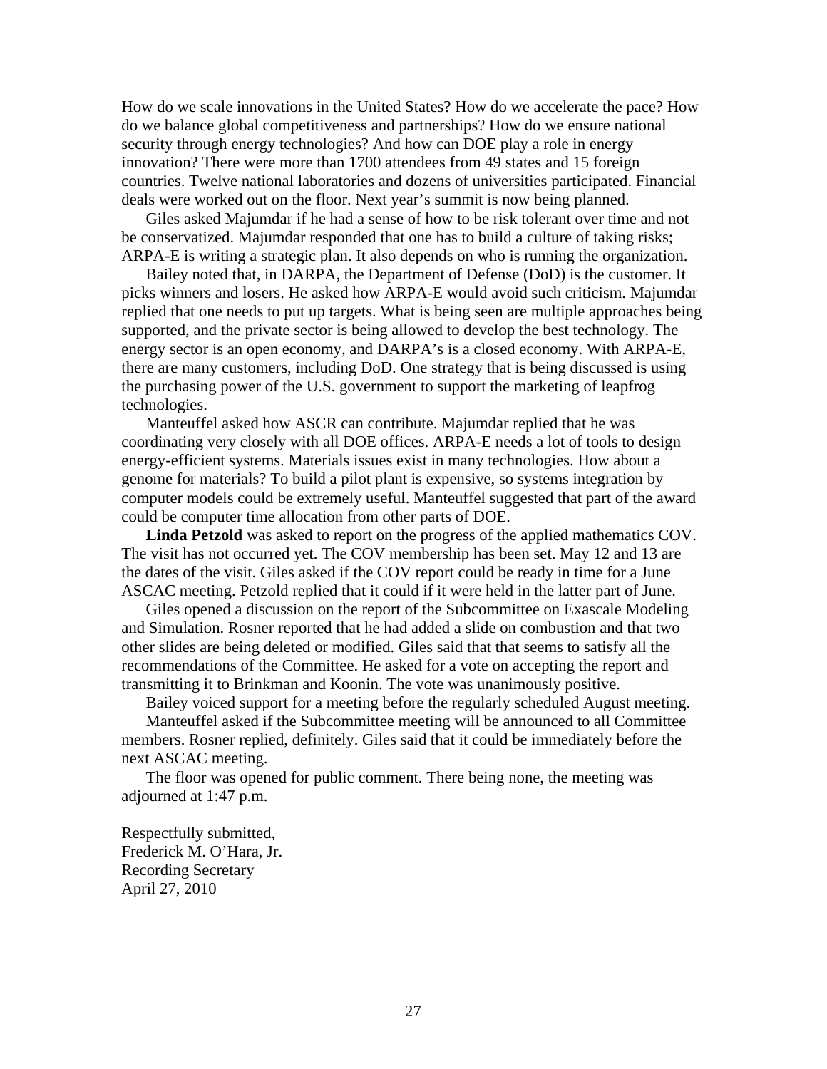How do we scale innovations in the United States? How do we accelerate the pace? How do we balance global competitiveness and partnerships? How do we ensure national security through energy technologies? And how can DOE play a role in energy innovation? There were more than 1700 attendees from 49 states and 15 foreign countries. Twelve national laboratories and dozens of universities participated. Financial deals were worked out on the floor. Next year's summit is now being planned.

Giles asked Majumdar if he had a sense of how to be risk tolerant over time and not be conservatized. Majumdar responded that one has to build a culture of taking risks; ARPA-E is writing a strategic plan. It also depends on who is running the organization.

Bailey noted that, in DARPA, the Department of Defense (DoD) is the customer. It picks winners and losers. He asked how ARPA-E would avoid such criticism. Majumdar replied that one needs to put up targets. What is being seen are multiple approaches being supported, and the private sector is being allowed to develop the best technology. The energy sector is an open economy, and DARPA's is a closed economy. With ARPA-E, there are many customers, including DoD. One strategy that is being discussed is using the purchasing power of the U.S. government to support the marketing of leapfrog technologies.

Manteuffel asked how ASCR can contribute. Majumdar replied that he was coordinating very closely with all DOE offices. ARPA-E needs a lot of tools to design energy-efficient systems. Materials issues exist in many technologies. How about a genome for materials? To build a pilot plant is expensive, so systems integration by computer models could be extremely useful. Manteuffel suggested that part of the award could be computer time allocation from other parts of DOE.

**Linda Petzold** was asked to report on the progress of the applied mathematics COV. The visit has not occurred yet. The COV membership has been set. May 12 and 13 are the dates of the visit. Giles asked if the COV report could be ready in time for a June ASCAC meeting. Petzold replied that it could if it were held in the latter part of June.

Giles opened a discussion on the report of the Subcommittee on Exascale Modeling and Simulation. Rosner reported that he had added a slide on combustion and that two other slides are being deleted or modified. Giles said that that seems to satisfy all the recommendations of the Committee. He asked for a vote on accepting the report and transmitting it to Brinkman and Koonin. The vote was unanimously positive.

Bailey voiced support for a meeting before the regularly scheduled August meeting.

Manteuffel asked if the Subcommittee meeting will be announced to all Committee members. Rosner replied, definitely. Giles said that it could be immediately before the next ASCAC meeting.

The floor was opened for public comment. There being none, the meeting was adjourned at 1:47 p.m.

Respectfully submitted,
Frederick M. O'Hara, Jr.
Recording Secretary
April 27, 2010